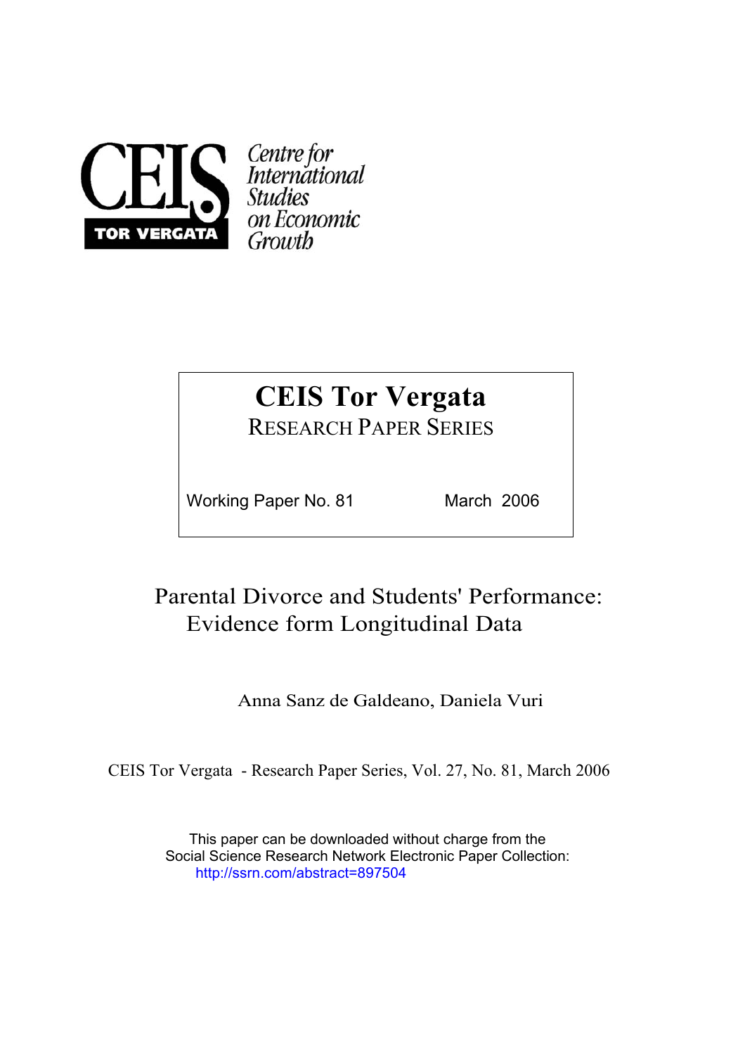CEIS TOR VERGATA

Centre for International Studies on Economic Growth

# CEIS Tor Vergata

RESEARCH PAPER SERIES

Working Paper No. 81 March 2006

# Parental Divorce and Students' Performance: Evidence form Longitudinal Data

Anna Sanz de Galdeano, Daniela Vuri

CEIS Tor Vergata - Research Paper Series, Vol. 27, No. 81, March 2006

This paper can be downloaded without charge from the Social Science Research Network Electronic Paper Collection:
http://ssrn.com/abstract=897504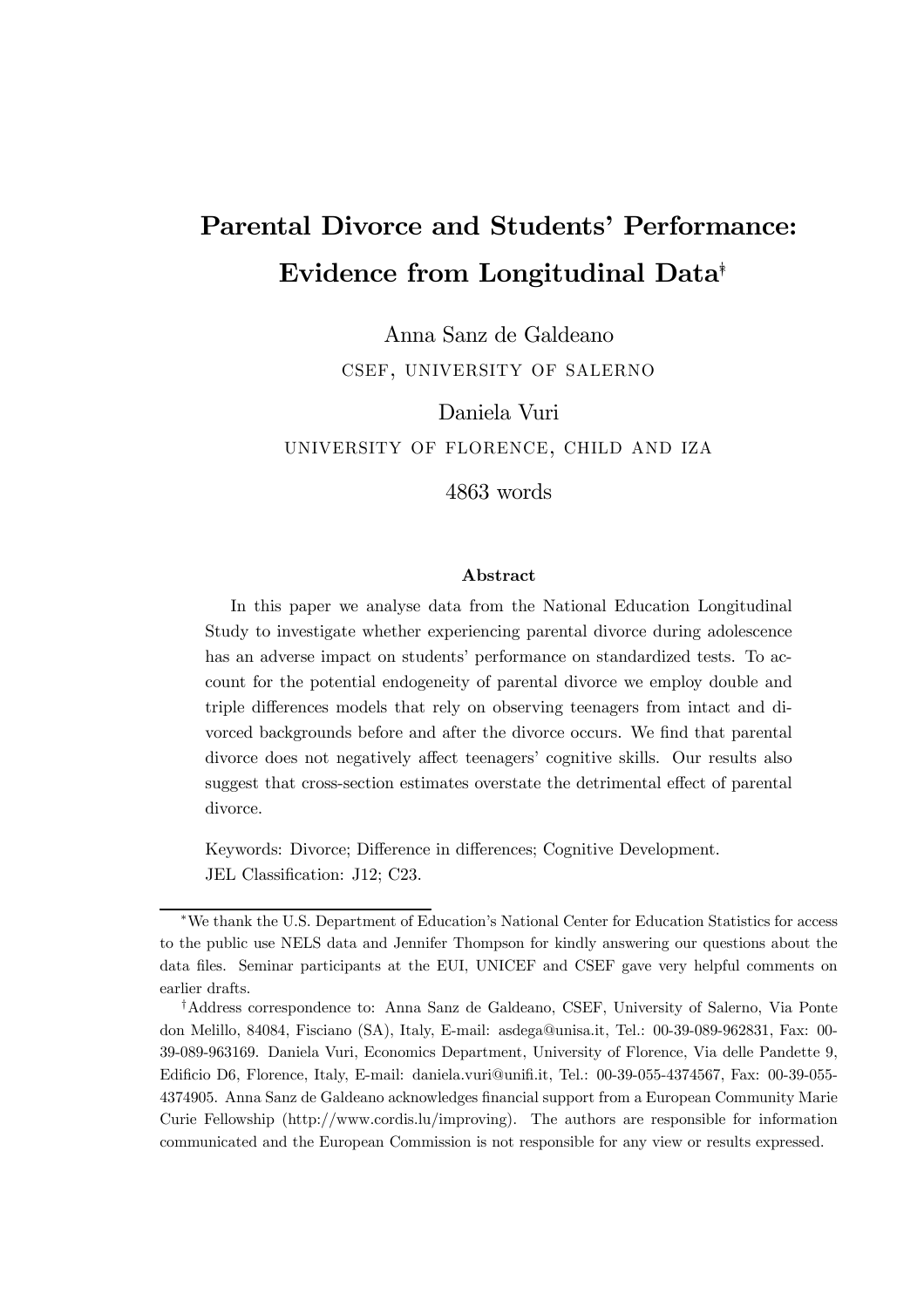# Parental Divorce and Students' Performance: Evidence from Longitudinal Data[*]

Anna Sanz de Galdeano

CSEF, UNIVERSITY OF SALERNO

Daniela Vuri

UNIVERSITY OF FLORENCE, CHILD AND IZA

4863 words

### Abstract

In this paper we analyse data from the National Education Longitudinal Study to investigate whether experiencing parental divorce during adolescence has an adverse impact on students' performance on standardized tests. To account for the potential endogeneity of parental divorce we employ double and triple differences models that rely on observing teenagers from intact and divorced backgrounds before and after the divorce occurs. We find that parental divorce does not negatively affect teenagers' cognitive skills. Our results also suggest that cross-section estimates overstate the detrimental effect of parental divorce.

Keywords: Divorce; Difference in differences; Cognitive Development.
JEL Classification: J12; C23.

---

[*]We thank the U.S. Department of Education's National Center for Education Statistics for access to the public use NELS data and Jennifer Thompson for kindly answering our questions about the data files. Seminar participants at the EUI, UNICEF and CSEF gave very helpful comments on earlier drafts.

[†]Address correspondence to: Anna Sanz de Galdeano, CSEF, University of Salerno, Via Ponte don Melillo, 84084, Fisciano (SA), Italy, E-mail: asdega@unisa.it, Tel.: 00-39-089-962831, Fax: 00-39-089-963169. Daniela Vuri, Economics Department, University of Florence, Via delle Pandette 9, Edificio D6, Florence, Italy, E-mail: daniela.vuri@unifi.it, Tel.: 00-39-055-4374567, Fax: 00-39-055-4374905. Anna Sanz de Galdeano acknowledges financial support from a European Community Marie Curie Fellowship (http://www.cordis.lu/improving). The authors are responsible for information communicated and the European Commission is not responsible for any view or results expressed.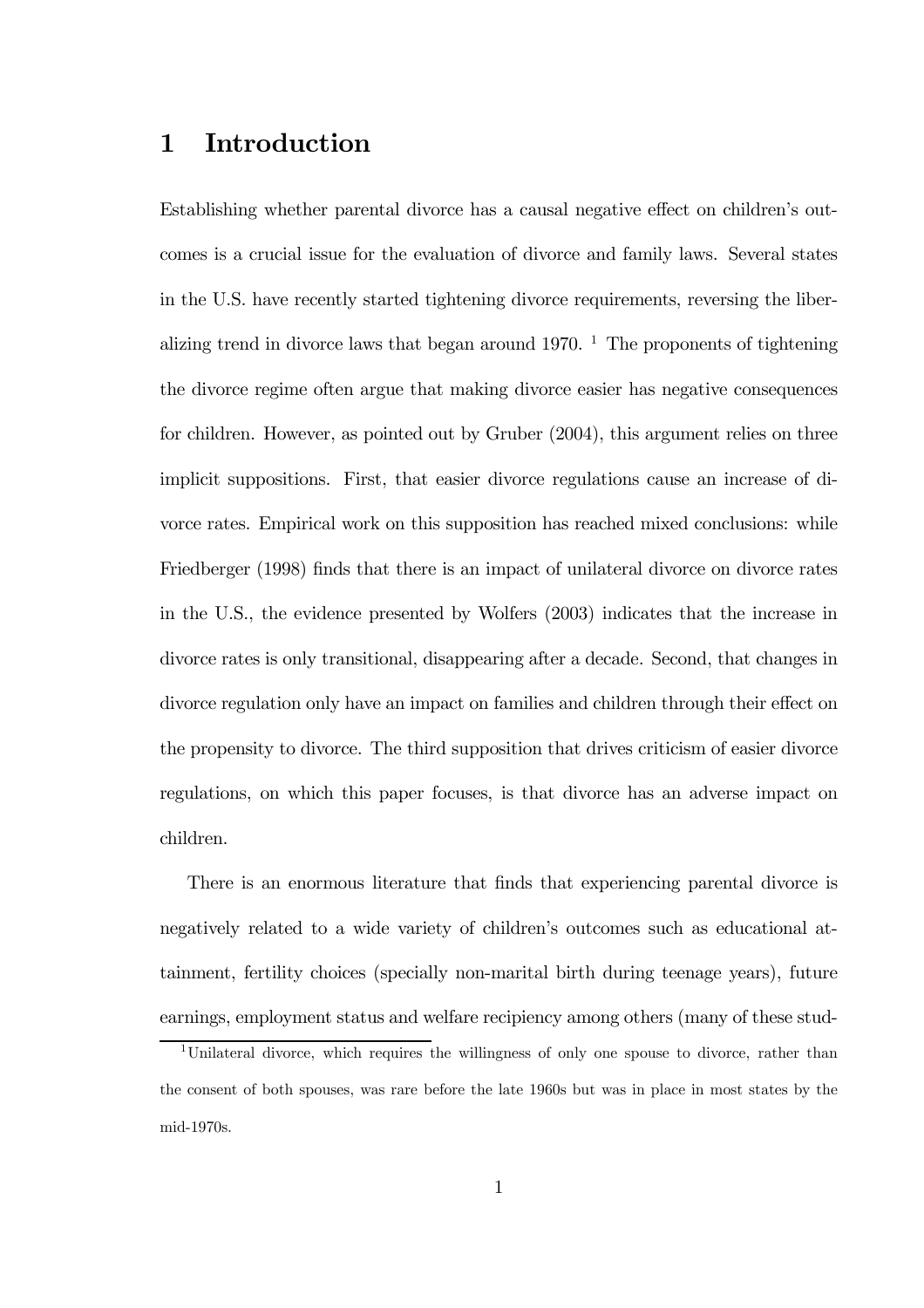# 1 Introduction

Establishing whether parental divorce has a causal negative effect on children's outcomes is a crucial issue for the evaluation of divorce and family laws. Several states in the U.S. have recently started tightening divorce requirements, reversing the liberalizing trend in divorce laws that began around 1970. [1] The proponents of tightening the divorce regime often argue that making divorce easier has negative consequences for children. However, as pointed out by Gruber (2004), this argument relies on three implicit suppositions. First, that easier divorce regulations cause an increase of divorce rates. Empirical work on this supposition has reached mixed conclusions: while Friedberger (1998) finds that there is an impact of unilateral divorce on divorce rates in the U.S., the evidence presented by Wolfers (2003) indicates that the increase in divorce rates is only transitional, disappearing after a decade. Second, that changes in divorce regulation only have an impact on families and children through their effect on the propensity to divorce. The third supposition that drives criticism of easier divorce regulations, on which this paper focuses, is that divorce has an adverse impact on children.

There is an enormous literature that finds that experiencing parental divorce is negatively related to a wide variety of children's outcomes such as educational attainment, fertility choices (specially non-marital birth during teenage years), future earnings, employment status and welfare recipiency among others (many of these stud-

[1] Unilateral divorce, which requires the willingness of only one spouse to divorce, rather than the consent of both spouses, was rare before the late 1960s but was in place in most states by the mid-1970s.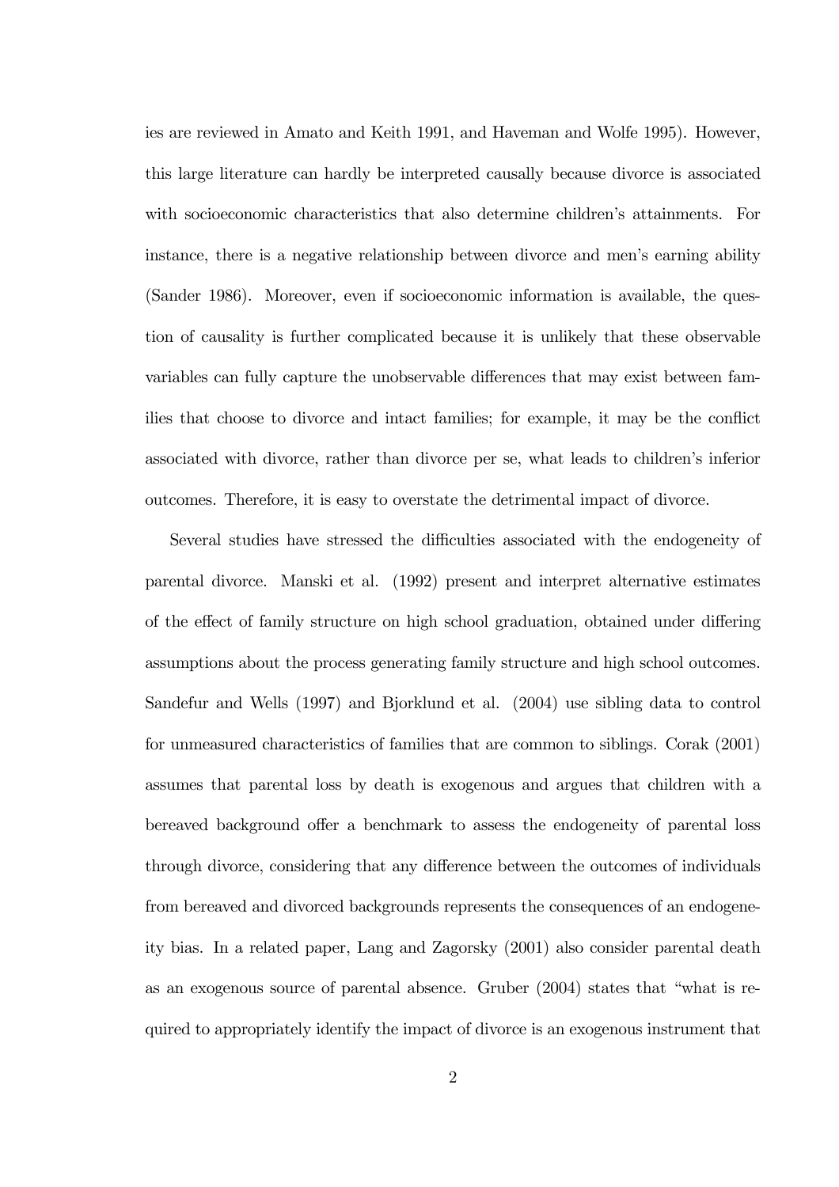ies are reviewed in Amato and Keith 1991, and Haveman and Wolfe 1995). However, this large literature can hardly be interpreted causally because divorce is associated with socioeconomic characteristics that also determine children's attainments. For instance, there is a negative relationship between divorce and men's earning ability (Sander 1986). Moreover, even if socioeconomic information is available, the question of causality is further complicated because it is unlikely that these observable variables can fully capture the unobservable differences that may exist between families that choose to divorce and intact families; for example, it may be the conflict associated with divorce, rather than divorce per se, what leads to children's inferior outcomes. Therefore, it is easy to overstate the detrimental impact of divorce.

Several studies have stressed the difficulties associated with the endogeneity of parental divorce. Manski et al. (1992) present and interpret alternative estimates of the effect of family structure on high school graduation, obtained under differing assumptions about the process generating family structure and high school outcomes. Sandefur and Wells (1997) and Bjorklund et al. (2004) use sibling data to control for unmeasured characteristics of families that are common to siblings. Corak (2001) assumes that parental loss by death is exogenous and argues that children with a bereaved background offer a benchmark to assess the endogeneity of parental loss through divorce, considering that any difference between the outcomes of individuals from bereaved and divorced backgrounds represents the consequences of an endogeneity bias. In a related paper, Lang and Zagorsky (2001) also consider parental death as an exogenous source of parental absence. Gruber (2004) states that "what is required to appropriately identify the impact of divorce is an exogenous instrument that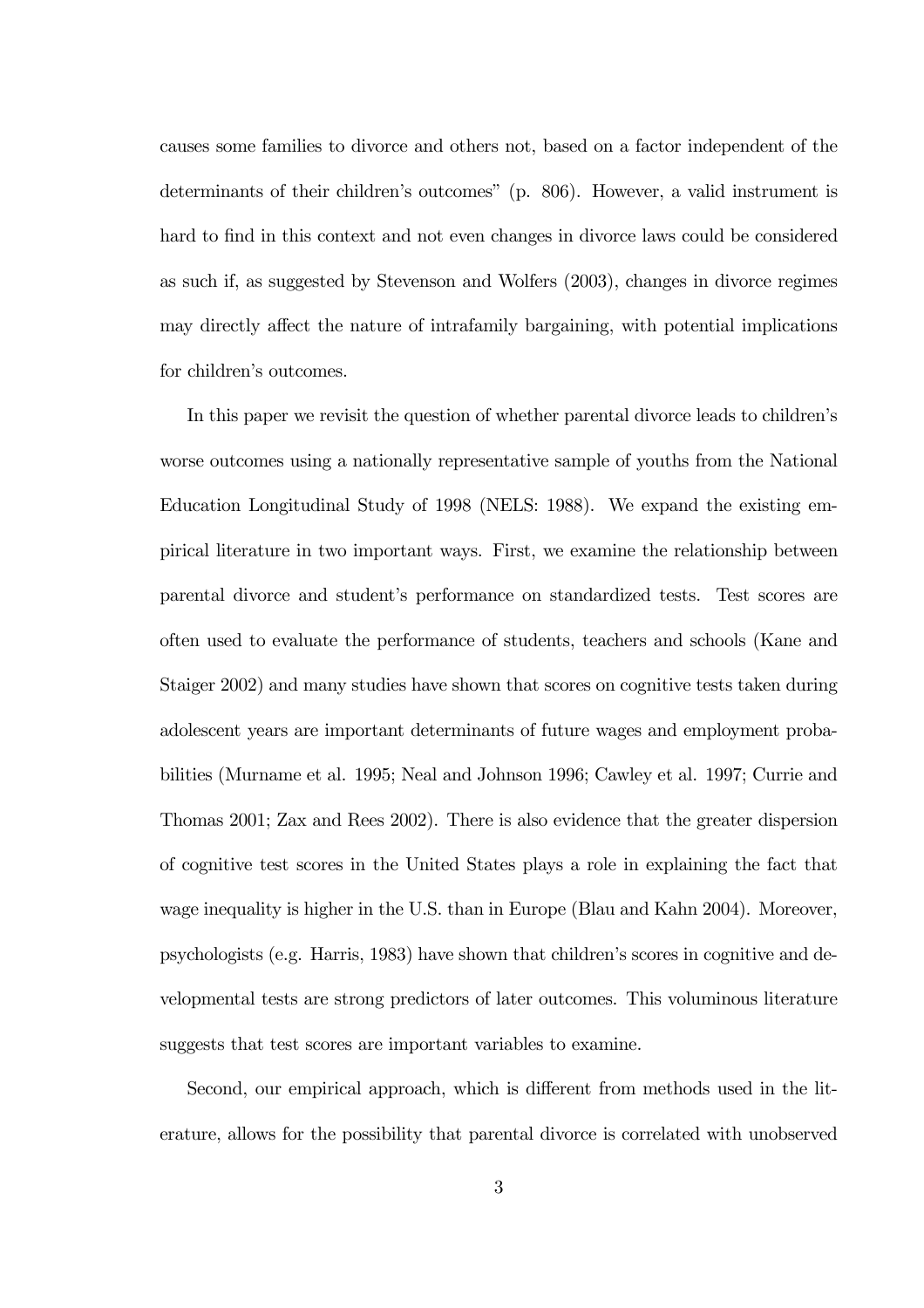causes some families to divorce and others not, based on a factor independent of the determinants of their children's outcomes" (p. 806). However, a valid instrument is hard to find in this context and not even changes in divorce laws could be considered as such if, as suggested by Stevenson and Wolfers (2003), changes in divorce regimes may directly affect the nature of intrafamily bargaining, with potential implications for children's outcomes.

In this paper we revisit the question of whether parental divorce leads to children's worse outcomes using a nationally representative sample of youths from the National Education Longitudinal Study of 1998 (NELS: 1988). We expand the existing empirical literature in two important ways. First, we examine the relationship between parental divorce and student's performance on standardized tests. Test scores are often used to evaluate the performance of students, teachers and schools (Kane and Staiger 2002) and many studies have shown that scores on cognitive tests taken during adolescent years are important determinants of future wages and employment probabilities (Murname et al. 1995; Neal and Johnson 1996; Cawley et al. 1997; Currie and Thomas 2001; Zax and Rees 2002). There is also evidence that the greater dispersion of cognitive test scores in the United States plays a role in explaining the fact that wage inequality is higher in the U.S. than in Europe (Blau and Kahn 2004). Moreover, psychologists (e.g. Harris, 1983) have shown that children's scores in cognitive and developmental tests are strong predictors of later outcomes. This voluminous literature suggests that test scores are important variables to examine.

Second, our empirical approach, which is different from methods used in the literature, allows for the possibility that parental divorce is correlated with unobserved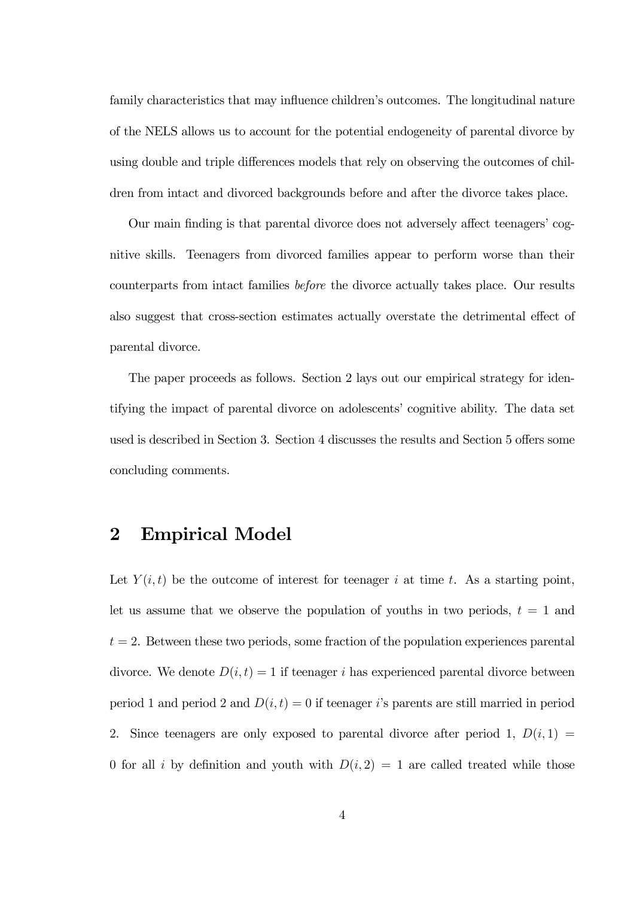family characteristics that may influence children's outcomes. The longitudinal nature of the NELS allows us to account for the potential endogeneity of parental divorce by using double and triple differences models that rely on observing the outcomes of children from intact and divorced backgrounds before and after the divorce takes place.

Our main finding is that parental divorce does not adversely affect teenagers' cognitive skills. Teenagers from divorced families appear to perform worse than their counterparts from intact families *before* the divorce actually takes place. Our results also suggest that cross-section estimates actually overstate the detrimental effect of parental divorce.

The paper proceeds as follows. Section 2 lays out our empirical strategy for identifying the impact of parental divorce on adolescents' cognitive ability. The data set used is described in Section 3. Section 4 discusses the results and Section 5 offers some concluding comments.

## 2 Empirical Model

Let $Y(i,t)$ be the outcome of interest for teenager $i$ at time $t$. As a starting point, let us assume that we observe the population of youths in two periods, $t = 1$ and $t = 2$. Between these two periods, some fraction of the population experiences parental divorce. We denote $D(i,t) = 1$ if teenager $i$ has experienced parental divorce between period 1 and period 2 and $D(i,t) = 0$ if teenager $i$'s parents are still married in period 2. Since teenagers are only exposed to parental divorce after period 1, $D(i,1) = 0$ for all $i$ by definition and youth with $D(i,2) = 1$ are called treated while those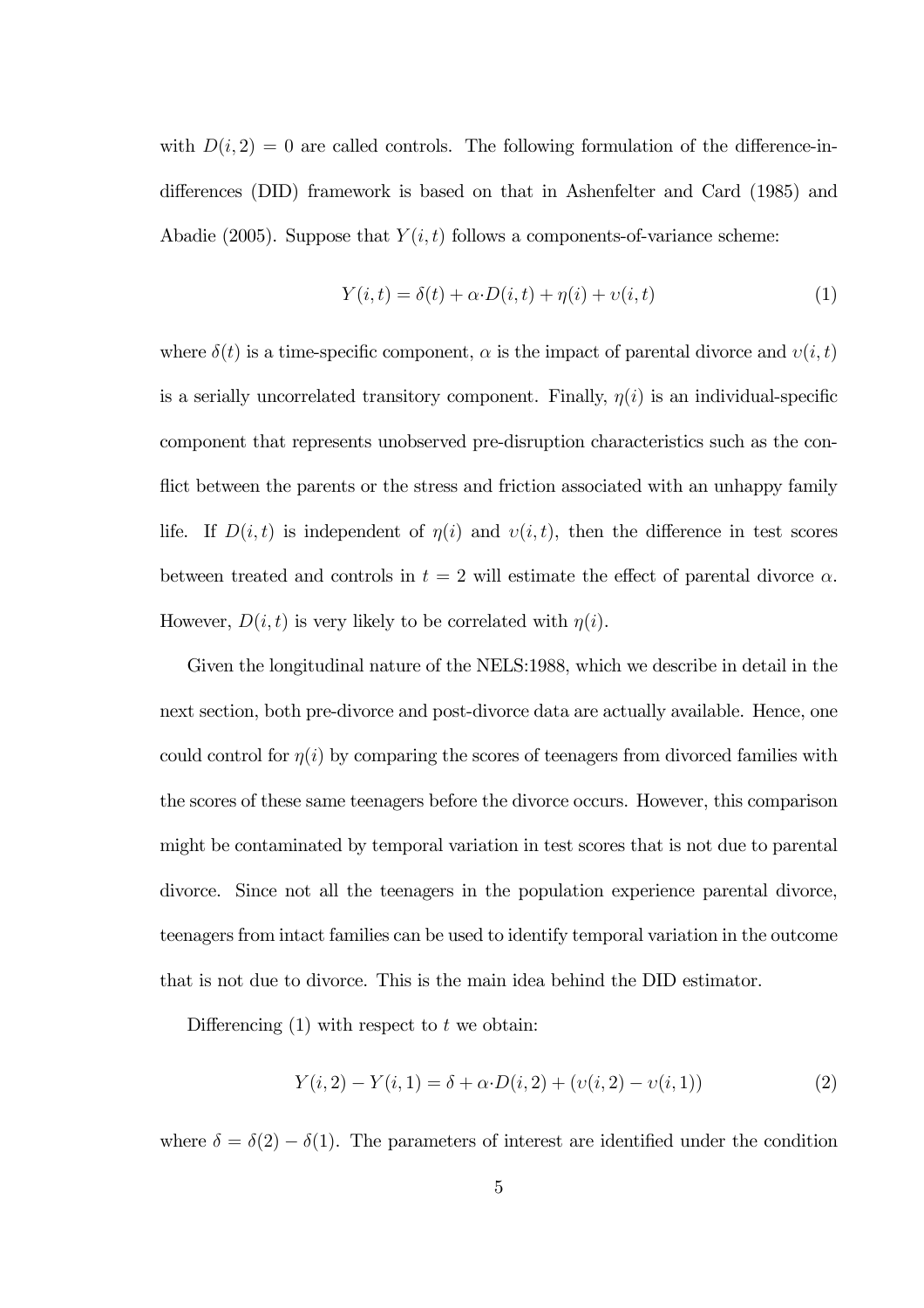with $D(i,2) = 0$ are called controls. The following formulation of the difference-in-differences (DID) framework is based on that in Ashenfelter and Card (1985) and Abadie (2005). Suppose that $Y(i,t)$ follows a components-of-variance scheme:

$$Y(i,t) = \delta(t) + \alpha \cdot D(i,t) + \eta(i) + \upsilon(i,t) \tag{1}$$

where $\delta(t)$ is a time-specific component, $\alpha$ is the impact of parental divorce and $\upsilon(i,t)$ is a serially uncorrelated transitory component. Finally, $\eta(i)$ is an individual-specific component that represents unobserved pre-disruption characteristics such as the conflict between the parents or the stress and friction associated with an unhappy family life. If $D(i,t)$ is independent of $\eta(i)$ and $\upsilon(i,t)$, then the difference in test scores between treated and controls in $t = 2$ will estimate the effect of parental divorce $\alpha$. However, $D(i,t)$ is very likely to be correlated with $\eta(i)$.

Given the longitudinal nature of the NELS:1988, which we describe in detail in the next section, both pre-divorce and post-divorce data are actually available. Hence, one could control for $\eta(i)$ by comparing the scores of teenagers from divorced families with the scores of these same teenagers before the divorce occurs. However, this comparison might be contaminated by temporal variation in test scores that is not due to parental divorce. Since not all the teenagers in the population experience parental divorce, teenagers from intact families can be used to identify temporal variation in the outcome that is not due to divorce. This is the main idea behind the DID estimator.

Differencing (1) with respect to $t$ we obtain:

$$Y(i,2) - Y(i,1) = \delta + \alpha \cdot D(i,2) + (\upsilon(i,2) - \upsilon(i,1)) \tag{2}$$

where $\delta = \delta(2) - \delta(1)$. The parameters of interest are identified under the condition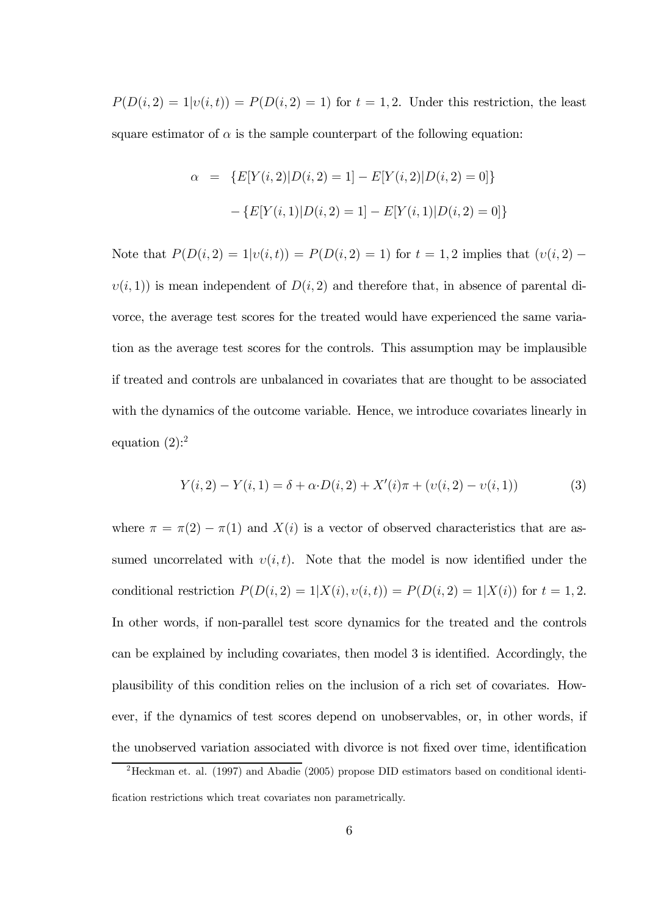$P(D(i,2)=1|\upsilon(i,t)) = P(D(i,2)=1)$ for $t=1,2$. Under this restriction, the least square estimator of $\alpha$ is the sample counterpart of the following equation:

$$
\begin{aligned}
\alpha &= \{E[Y(i,2)|D(i,2)=1] - E[Y(i,2)|D(i,2)=0]\} \\
&\quad - \{E[Y(i,1)|D(i,2)=1] - E[Y(i,1)|D(i,2)=0]\}
\end{aligned}
$$

Note that $P(D(i,2)=1|\upsilon(i,t)) = P(D(i,2)=1)$ for $t=1,2$ implies that $(\upsilon(i,2) - \upsilon(i,1))$ is mean independent of $D(i,2)$ and therefore that, in absence of parental divorce, the average test scores for the treated would have experienced the same variation as the average test scores for the controls. This assumption may be implausible if treated and controls are unbalanced in covariates that are thought to be associated with the dynamics of the outcome variable. Hence, we introduce covariates linearly in equation (2):[2]

$$
Y(i,2) - Y(i,1) = \delta + \alpha \cdot D(i,2) + X'(i)\pi + (\upsilon(i,2) - \upsilon(i,1)) \tag{3}
$$

where $\pi = \pi(2) - \pi(1)$ and $X(i)$ is a vector of observed characteristics that are assumed uncorrelated with $\upsilon(i,t)$. Note that the model is now identified under the conditional restriction $P(D(i,2)=1|X(i),\upsilon(i,t)) = P(D(i,2)=1|X(i))$ for $t=1,2$. In other words, if non-parallel test score dynamics for the treated and the controls can be explained by including covariates, then model 3 is identified. Accordingly, the plausibility of this condition relies on the inclusion of a rich set of covariates. However, if the dynamics of test scores depend on unobservables, or, in other words, if the unobserved variation associated with divorce is not fixed over time, identification

[2] Heckman et. al. (1997) and Abadie (2005) propose DID estimators based on conditional identification restrictions which treat covariates non parametrically.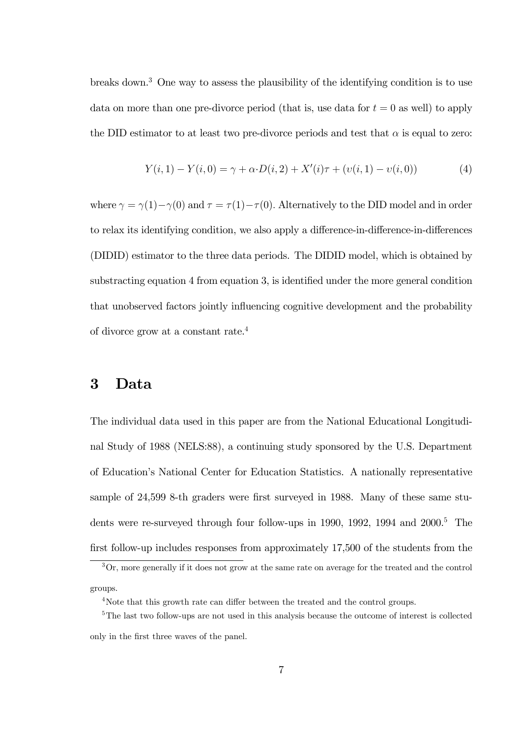breaks down.[3] One way to assess the plausibility of the identifying condition is to use data on more than one pre-divorce period (that is, use data for $t = 0$ as well) to apply the DID estimator to at least two pre-divorce periods and test that $\alpha$ is equal to zero:

$$Y(i,1) - Y(i,0) = \gamma + \alpha \cdot D(i,2) + X'(i)\tau + (\upsilon(i,1) - \upsilon(i,0)) \tag{4}$$

where $\gamma = \gamma(1) - \gamma(0)$ and $\tau = \tau(1) - \tau(0)$. Alternatively to the DID model and in order to relax its identifying condition, we also apply a difference-in-difference-in-differences (DIDID) estimator to the three data periods. The DIDID model, which is obtained by substracting equation 4 from equation 3, is identified under the more general condition that unobserved factors jointly influencing cognitive development and the probability of divorce grow at a constant rate.[4]

## 3 Data

The individual data used in this paper are from the National Educational Longitudinal Study of 1988 (NELS:88), a continuing study sponsored by the U.S. Department of Education's National Center for Education Statistics. A nationally representative sample of 24,599 8-th graders were first surveyed in 1988. Many of these same students were re-surveyed through four follow-ups in 1990, 1992, 1994 and 2000.[5] The first follow-up includes responses from approximately 17,500 of the students from the

[3] Or, more generally if it does not grow at the same rate on average for the treated and the control groups.

[4] Note that this growth rate can differ between the treated and the control groups.

[5] The last two follow-ups are not used in this analysis because the outcome of interest is collected only in the first three waves of the panel.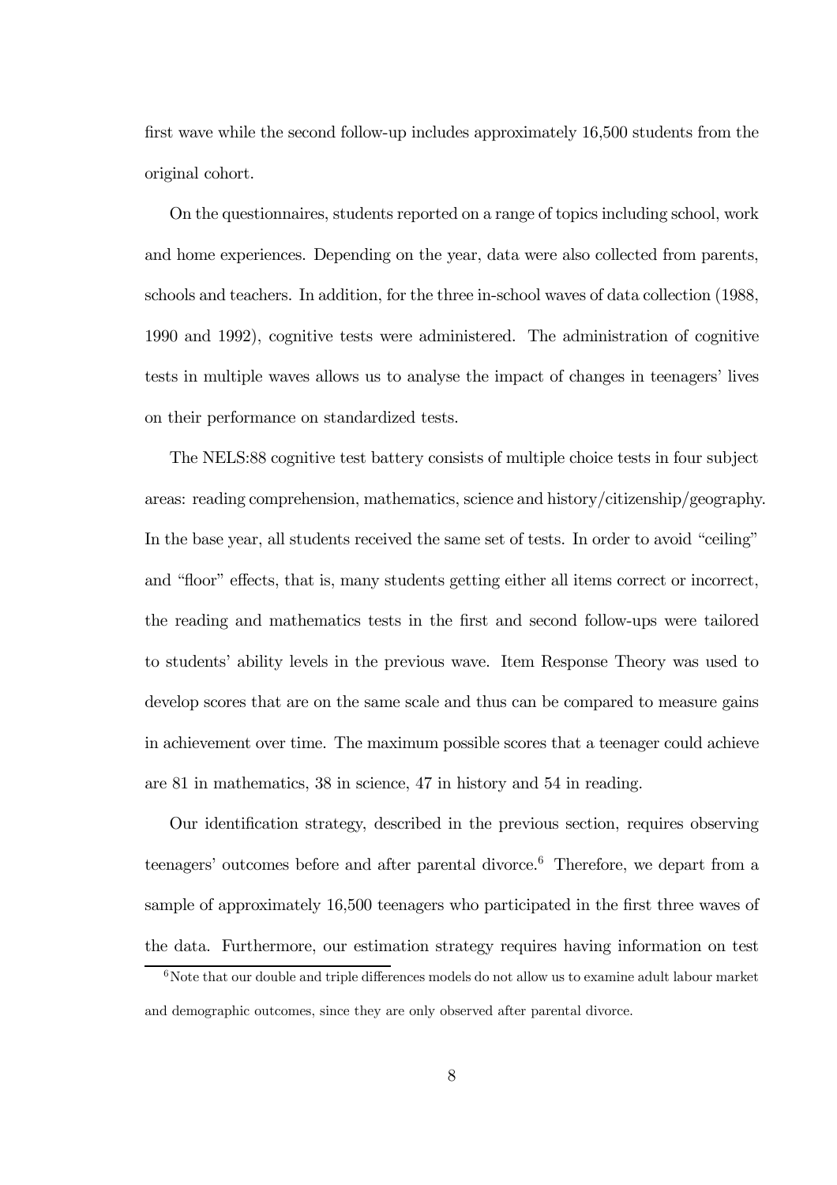first wave while the second follow-up includes approximately 16,500 students from the original cohort.

On the questionnaires, students reported on a range of topics including school, work and home experiences. Depending on the year, data were also collected from parents, schools and teachers. In addition, for the three in-school waves of data collection (1988, 1990 and 1992), cognitive tests were administered. The administration of cognitive tests in multiple waves allows us to analyse the impact of changes in teenagers' lives on their performance on standardized tests.

The NELS:88 cognitive test battery consists of multiple choice tests in four subject areas: reading comprehension, mathematics, science and history/citizenship/geography. In the base year, all students received the same set of tests. In order to avoid "ceiling" and "floor" effects, that is, many students getting either all items correct or incorrect, the reading and mathematics tests in the first and second follow-ups were tailored to students' ability levels in the previous wave. Item Response Theory was used to develop scores that are on the same scale and thus can be compared to measure gains in achievement over time. The maximum possible scores that a teenager could achieve are 81 in mathematics, 38 in science, 47 in history and 54 in reading.

Our identification strategy, described in the previous section, requires observing teenagers' outcomes before and after parental divorce.[6] Therefore, we depart from a sample of approximately 16,500 teenagers who participated in the first three waves of the data. Furthermore, our estimation strategy requires having information on test

[6] Note that our double and triple differences models do not allow us to examine adult labour market and demographic outcomes, since they are only observed after parental divorce.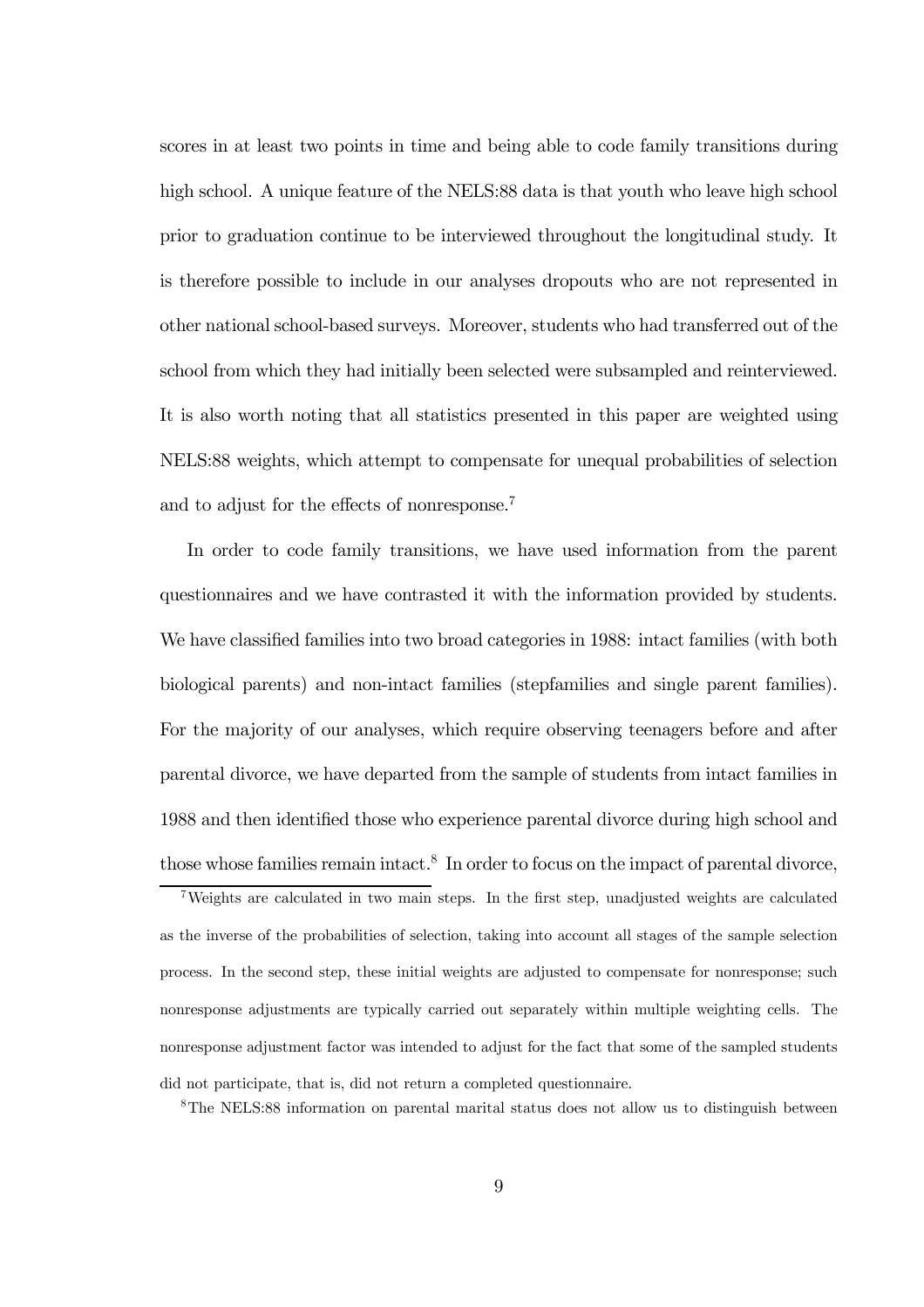scores in at least two points in time and being able to code family transitions during high school. A unique feature of the NELS:88 data is that youth who leave high school prior to graduation continue to be interviewed throughout the longitudinal study. It is therefore possible to include in our analyses dropouts who are not represented in other national school-based surveys. Moreover, students who had transferred out of the school from which they had initially been selected were subsampled and reinterviewed. It is also worth noting that all statistics presented in this paper are weighted using NELS:88 weights, which attempt to compensate for unequal probabilities of selection and to adjust for the effects of nonresponse.[7]

In order to code family transitions, we have used information from the parent questionnaires and we have contrasted it with the information provided by students. We have classified families into two broad categories in 1988: intact families (with both biological parents) and non-intact families (stepfamilies and single parent families). For the majority of our analyses, which require observing teenagers before and after parental divorce, we have departed from the sample of students from intact families in 1988 and then identified those who experience parental divorce during high school and those whose families remain intact.[8] In order to focus on the impact of parental divorce,

[7]Weights are calculated in two main steps. In the first step, unadjusted weights are calculated as the inverse of the probabilities of selection, taking into account all stages of the sample selection process. In the second step, these initial weights are adjusted to compensate for nonresponse; such nonresponse adjustments are typically carried out separately within multiple weighting cells. The nonresponse adjustment factor was intended to adjust for the fact that some of the sampled students did not participate, that is, did not return a completed questionnaire.

[8]The NELS:88 information on parental marital status does not allow us to distinguish between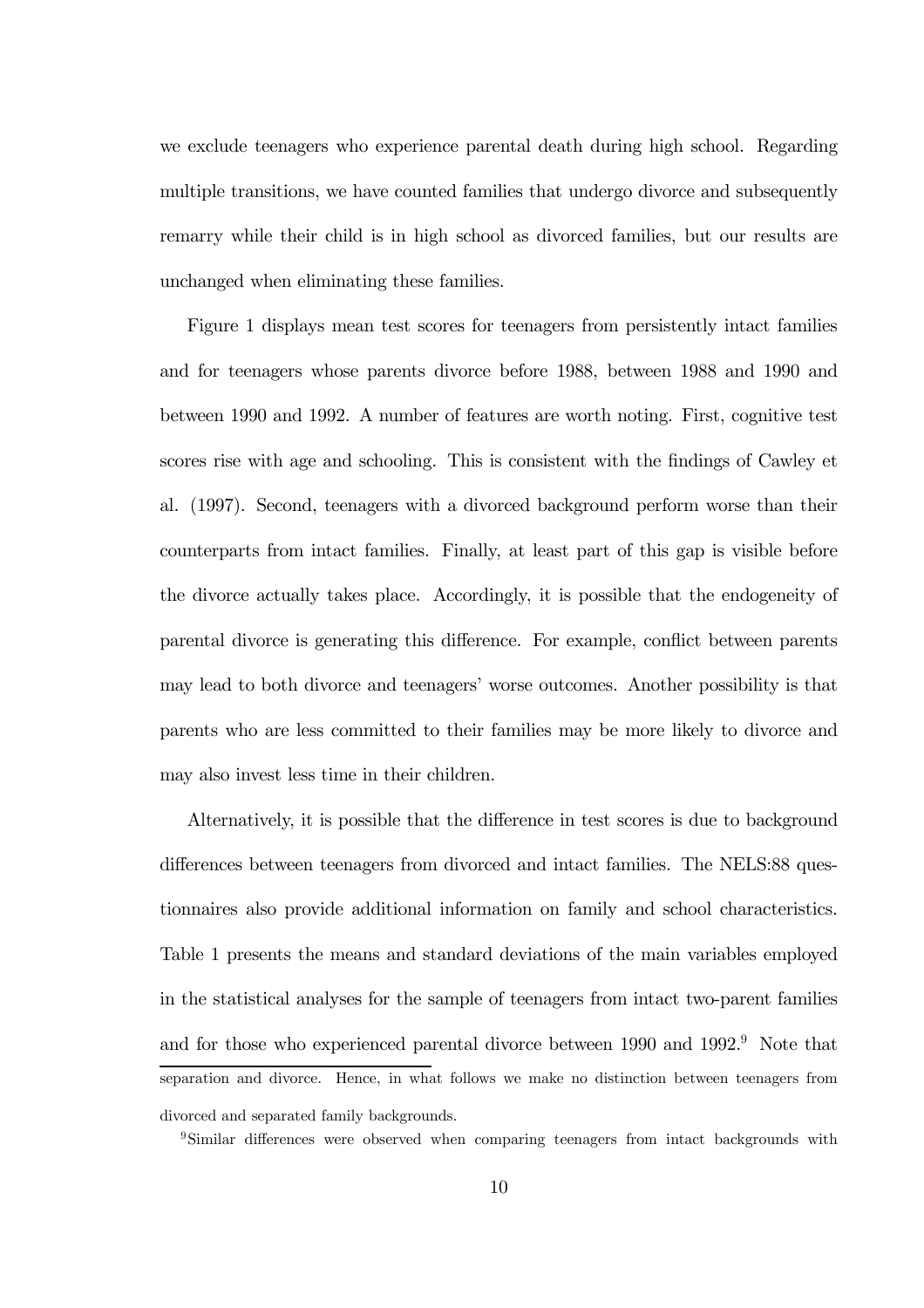we exclude teenagers who experience parental death during high school. Regarding multiple transitions, we have counted families that undergo divorce and subsequently remarry while their child is in high school as divorced families, but our results are unchanged when eliminating these families.

Figure 1 displays mean test scores for teenagers from persistently intact families and for teenagers whose parents divorce before 1988, between 1988 and 1990 and between 1990 and 1992. A number of features are worth noting. First, cognitive test scores rise with age and schooling. This is consistent with the findings of Cawley et al. (1997). Second, teenagers with a divorced background perform worse than their counterparts from intact families. Finally, at least part of this gap is visible before the divorce actually takes place. Accordingly, it is possible that the endogeneity of parental divorce is generating this difference. For example, conflict between parents may lead to both divorce and teenagers' worse outcomes. Another possibility is that parents who are less committed to their families may be more likely to divorce and may also invest less time in their children.

Alternatively, it is possible that the difference in test scores is due to background differences between teenagers from divorced and intact families. The NELS:88 questionnaires also provide additional information on family and school characteristics. Table 1 presents the means and standard deviations of the main variables employed in the statistical analyses for the sample of teenagers from intact two-parent families and for those who experienced parental divorce between 1990 and 1992.[9] Note that

separation and divorce. Hence, in what follows we make no distinction between teenagers from divorced and separated family backgrounds.

[9]Similar differences were observed when comparing teenagers from intact backgrounds with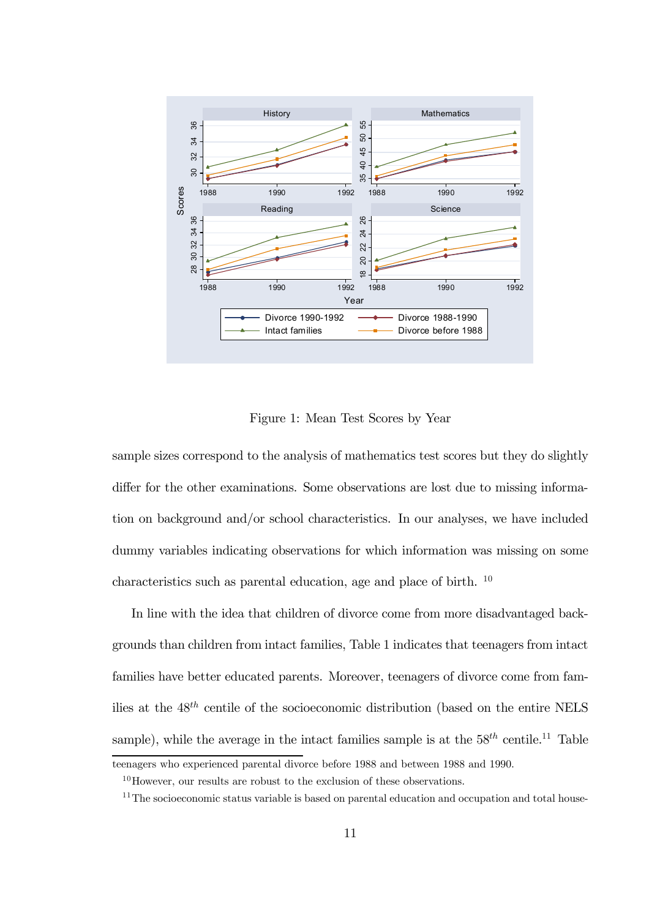Figure 1: Mean Test Scores by Year

sample sizes correspond to the analysis of mathematics test scores but they do slightly differ for the other examinations. Some observations are lost due to missing information on background and/or school characteristics. In our analyses, we have included dummy variables indicating observations for which information was missing on some characteristics such as parental education, age and place of birth. [10]

In line with the idea that children of divorce come from more disadvantaged backgrounds than children from intact families, Table 1 indicates that teenagers from intact families have better educated parents. Moreover, teenagers of divorce come from families at the $48^{th}$ centile of the socioeconomic distribution (based on the entire NELS sample), while the average in the intact families sample is at the $58^{th}$ centile.[11] Table

---

teenagers who experienced parental divorce before 1988 and between 1988 and 1990.

[10] However, our results are robust to the exclusion of these observations.

[11] The socioeconomic status variable is based on parental education and occupation and total house-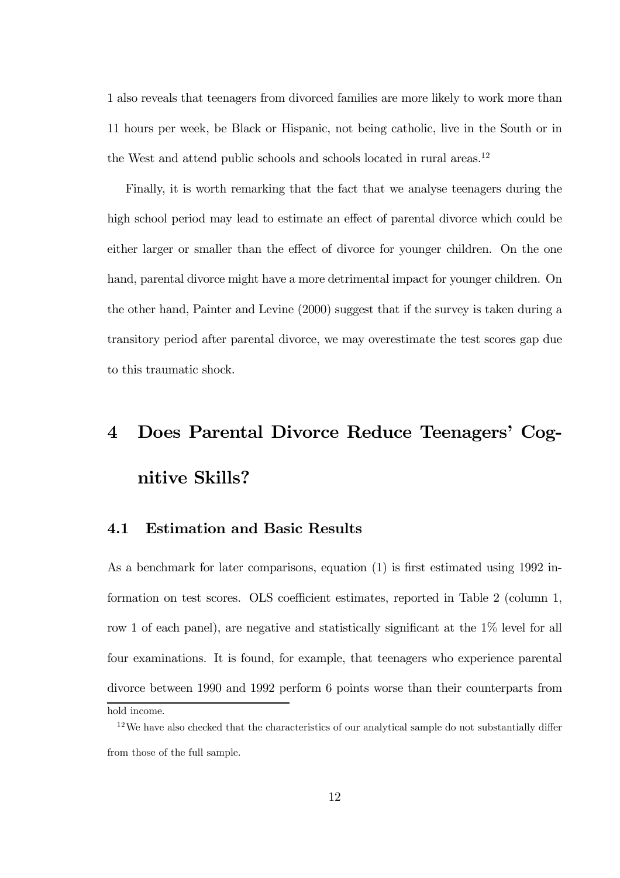1 also reveals that teenagers from divorced families are more likely to work more than 11 hours per week, be Black or Hispanic, not being catholic, live in the South or in the West and attend public schools and schools located in rural areas.[12]

Finally, it is worth remarking that the fact that we analyse teenagers during the high school period may lead to estimate an effect of parental divorce which could be either larger or smaller than the effect of divorce for younger children. On the one hand, parental divorce might have a more detrimental impact for younger children. On the other hand, Painter and Levine (2000) suggest that if the survey is taken during a transitory period after parental divorce, we may overestimate the test scores gap due to this traumatic shock.

# 4 Does Parental Divorce Reduce Teenagers' Cognitive Skills?

## 4.1 Estimation and Basic Results

As a benchmark for later comparisons, equation (1) is first estimated using 1992 information on test scores. OLS coefficient estimates, reported in Table 2 (column 1, row 1 of each panel), are negative and statistically significant at the 1% level for all four examinations. It is found, for example, that teenagers who experience parental divorce between 1990 and 1992 perform 6 points worse than their counterparts from

hold income.

[12] We have also checked that the characteristics of our analytical sample do not substantially differ from those of the full sample.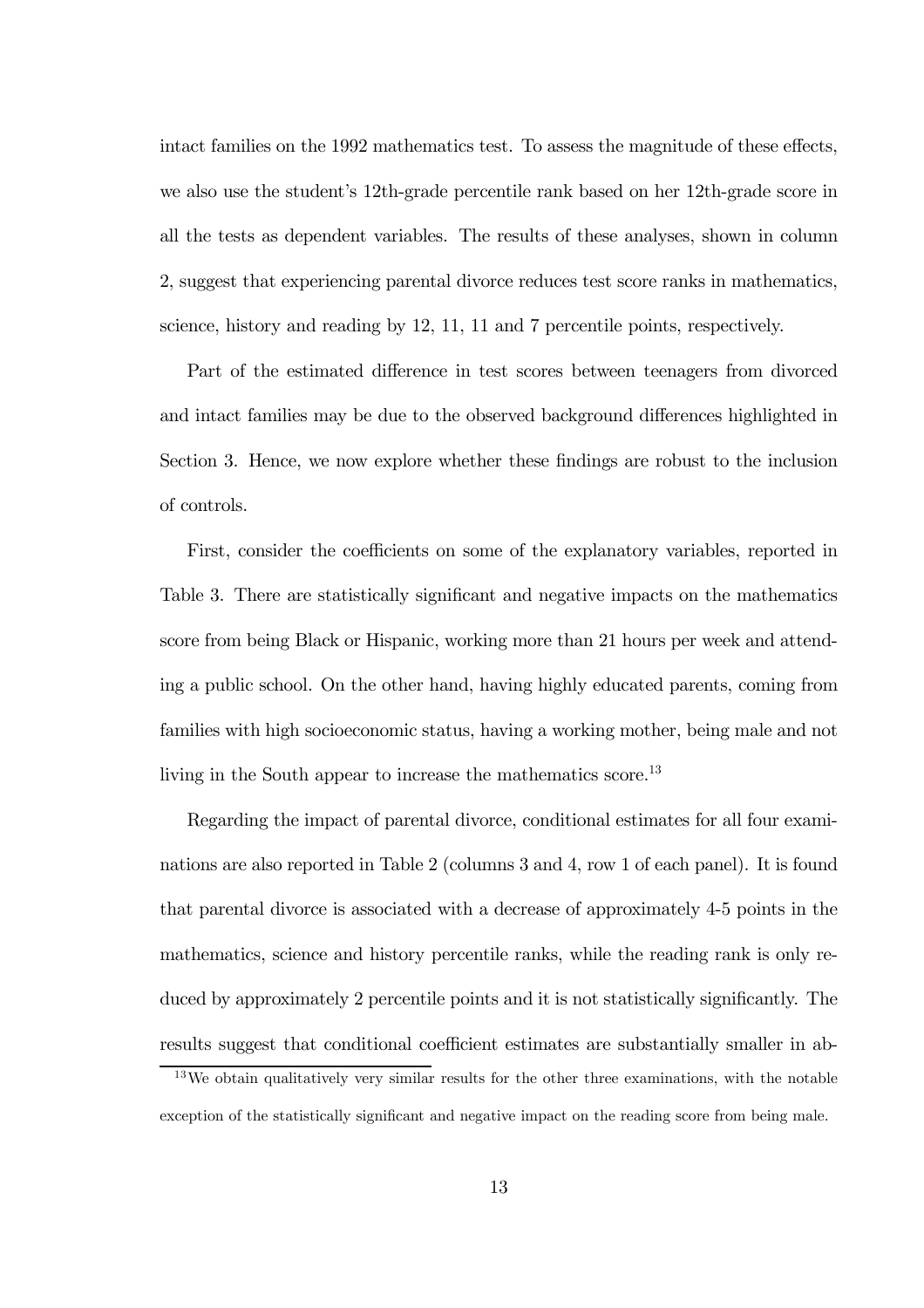intact families on the 1992 mathematics test. To assess the magnitude of these effects, we also use the student's 12th-grade percentile rank based on her 12th-grade score in all the tests as dependent variables. The results of these analyses, shown in column 2, suggest that experiencing parental divorce reduces test score ranks in mathematics, science, history and reading by 12, 11, 11 and 7 percentile points, respectively.

Part of the estimated difference in test scores between teenagers from divorced and intact families may be due to the observed background differences highlighted in Section 3. Hence, we now explore whether these findings are robust to the inclusion of controls.

First, consider the coefficients on some of the explanatory variables, reported in Table 3. There are statistically significant and negative impacts on the mathematics score from being Black or Hispanic, working more than 21 hours per week and attending a public school. On the other hand, having highly educated parents, coming from families with high socioeconomic status, having a working mother, being male and not living in the South appear to increase the mathematics score.[13]

Regarding the impact of parental divorce, conditional estimates for all four examinations are also reported in Table 2 (columns 3 and 4, row 1 of each panel). It is found that parental divorce is associated with a decrease of approximately 4-5 points in the mathematics, science and history percentile ranks, while the reading rank is only reduced by approximately 2 percentile points and it is not statistically significantly. The results suggest that conditional coefficient estimates are substantially smaller in ab-

[13] We obtain qualitatively very similar results for the other three examinations, with the notable exception of the statistically significant and negative impact on the reading score from being male.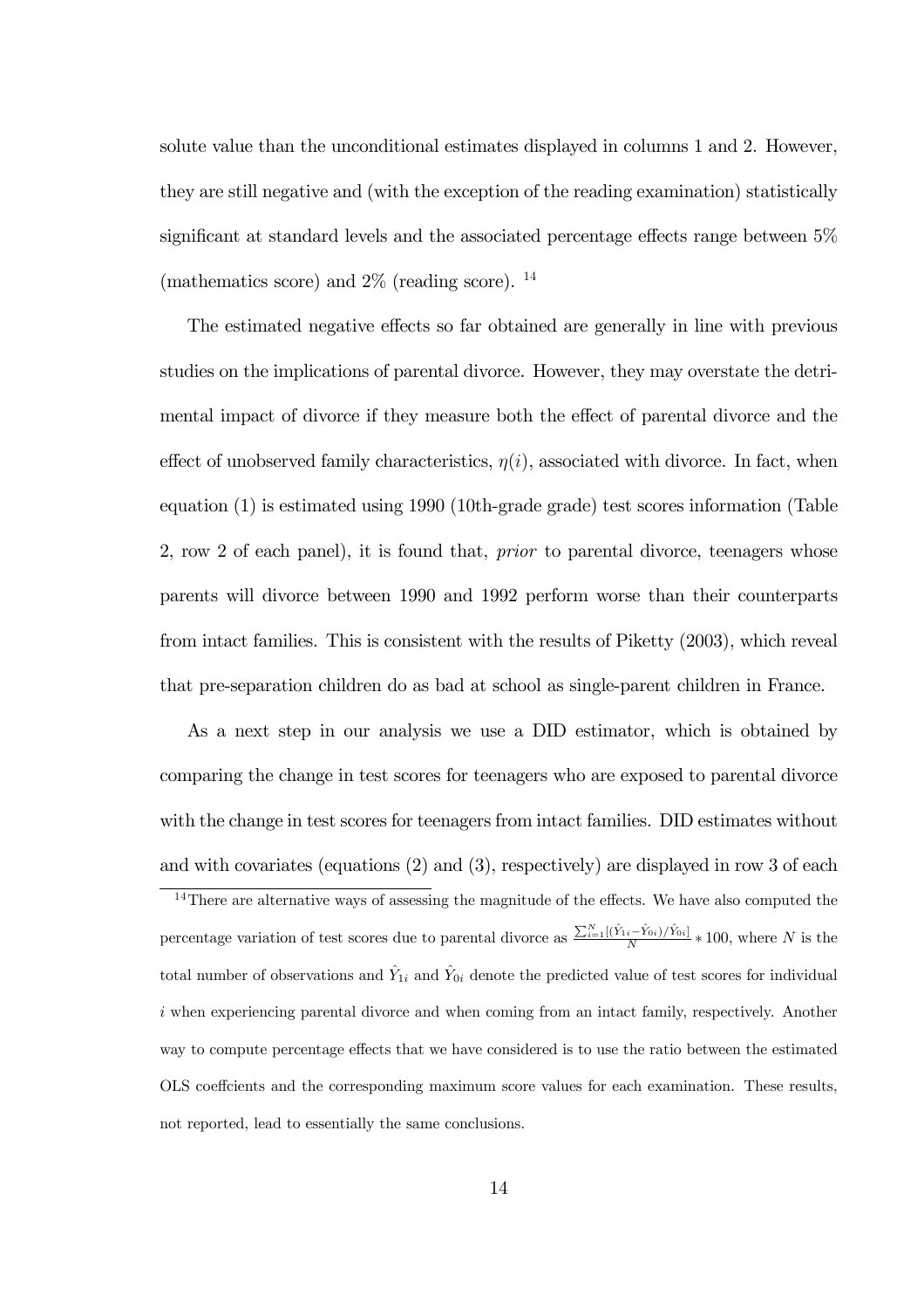solute value than the unconditional estimates displayed in columns 1 and 2. However, they are still negative and (with the exception of the reading examination) statistically significant at standard levels and the associated percentage effects range between 5% (mathematics score) and 2% (reading score). [14]

The estimated negative effects so far obtained are generally in line with previous studies on the implications of parental divorce. However, they may overstate the detrimental impact of divorce if they measure both the effect of parental divorce and the effect of unobserved family characteristics, $\eta(i)$, associated with divorce. In fact, when equation (1) is estimated using 1990 (10th-grade grade) test scores information (Table 2, row 2 of each panel), it is found that, *prior* to parental divorce, teenagers whose parents will divorce between 1990 and 1992 perform worse than their counterparts from intact families. This is consistent with the results of Piketty (2003), which reveal that pre-separation children do as bad at school as single-parent children in France.

As a next step in our analysis we use a DID estimator, which is obtained by comparing the change in test scores for teenagers who are exposed to parental divorce with the change in test scores for teenagers from intact families. DID estimates without and with covariates (equations (2) and (3), respectively) are displayed in row 3 of each

[14] There are alternative ways of assessing the magnitude of the effects. We have also computed the percentage variation of test scores due to parental divorce as $\frac{\sum_{i=1}^{N}[(\hat{Y}_{1i}-\hat{Y}_{0i})/\hat{Y}_{0i}]}{N}*100$, where $N$ is the total number of observations and $\hat{Y}_{1i}$ and $\hat{Y}_{0i}$ denote the predicted value of test scores for individual $i$ when experiencing parental divorce and when coming from an intact family, respectively. Another way to compute percentage effects that we have considered is to use the ratio between the estimated OLS coeffcients and the corresponding maximum score values for each examination. These results, not reported, lead to essentially the same conclusions.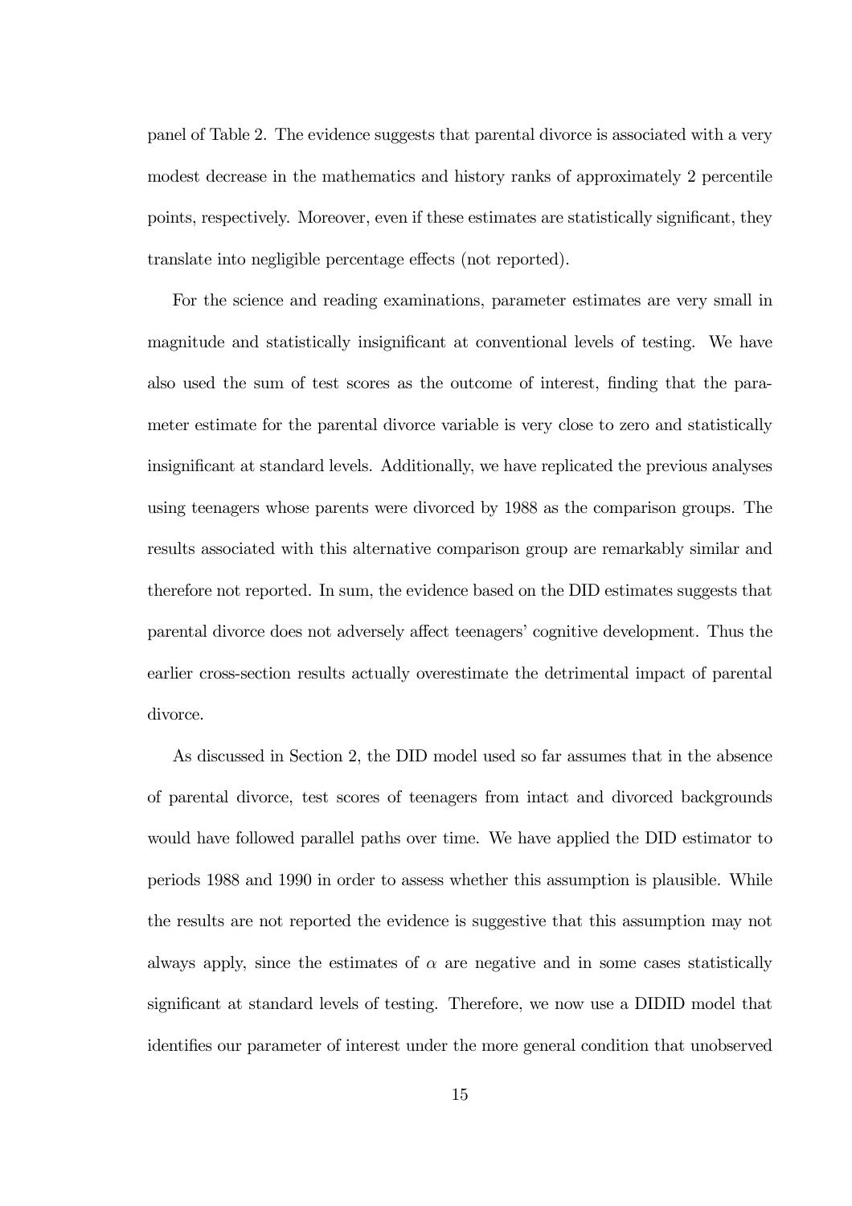panel of Table 2. The evidence suggests that parental divorce is associated with a very modest decrease in the mathematics and history ranks of approximately 2 percentile points, respectively. Moreover, even if these estimates are statistically significant, they translate into negligible percentage effects (not reported).

For the science and reading examinations, parameter estimates are very small in magnitude and statistically insignificant at conventional levels of testing. We have also used the sum of test scores as the outcome of interest, finding that the parameter estimate for the parental divorce variable is very close to zero and statistically insignificant at standard levels. Additionally, we have replicated the previous analyses using teenagers whose parents were divorced by 1988 as the comparison groups. The results associated with this alternative comparison group are remarkably similar and therefore not reported. In sum, the evidence based on the DID estimates suggests that parental divorce does not adversely affect teenagers' cognitive development. Thus the earlier cross-section results actually overestimate the detrimental impact of parental divorce.

As discussed in Section 2, the DID model used so far assumes that in the absence of parental divorce, test scores of teenagers from intact and divorced backgrounds would have followed parallel paths over time. We have applied the DID estimator to periods 1988 and 1990 in order to assess whether this assumption is plausible. While the results are not reported the evidence is suggestive that this assumption may not always apply, since the estimates of $\alpha$ are negative and in some cases statistically significant at standard levels of testing. Therefore, we now use a DIDID model that identifies our parameter of interest under the more general condition that unobserved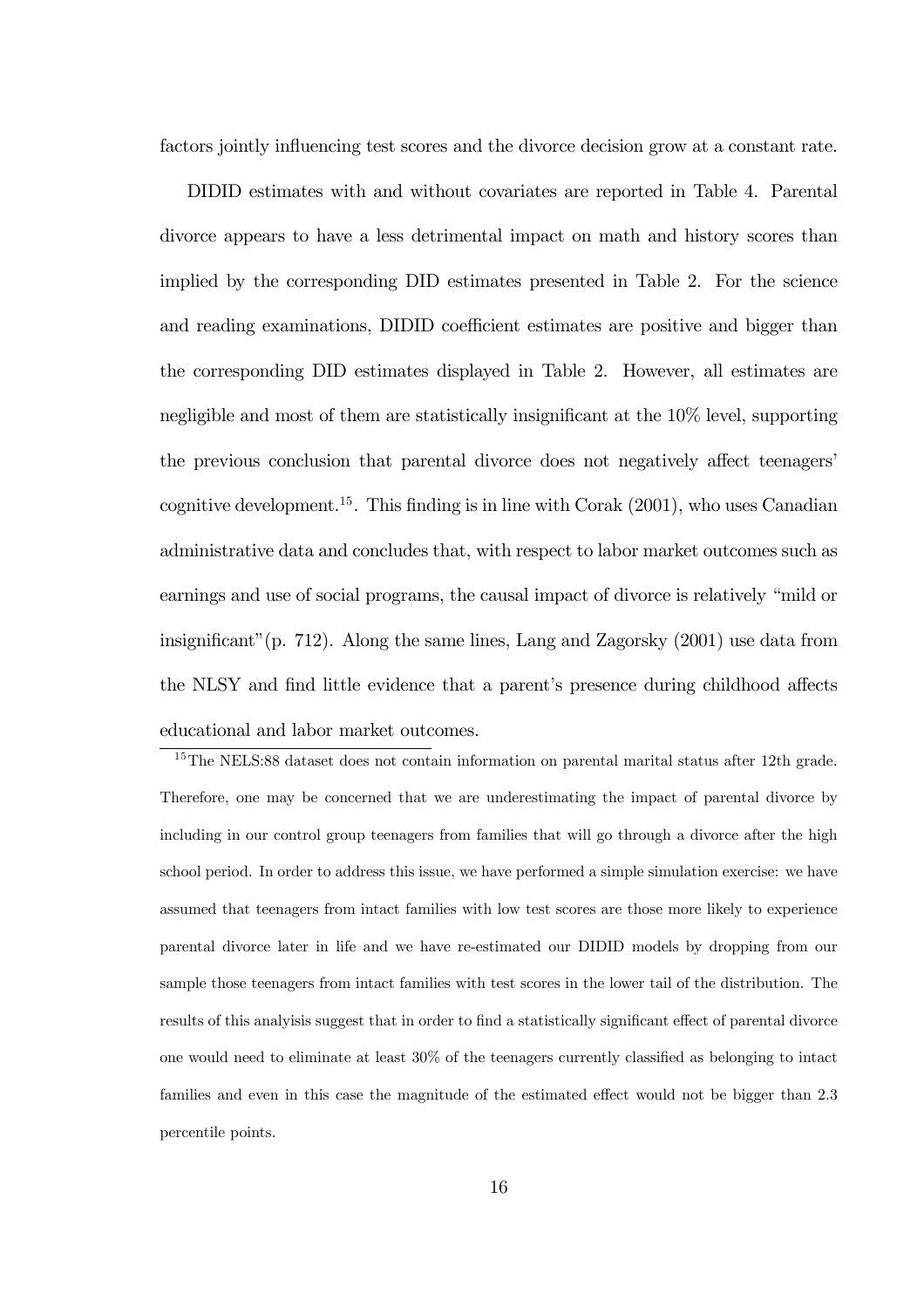factors jointly influencing test scores and the divorce decision grow at a constant rate.

DIDID estimates with and without covariates are reported in Table 4. Parental divorce appears to have a less detrimental impact on math and history scores than implied by the corresponding DID estimates presented in Table 2. For the science and reading examinations, DIDID coefficient estimates are positive and bigger than the corresponding DID estimates displayed in Table 2. However, all estimates are negligible and most of them are statistically insignificant at the 10% level, supporting the previous conclusion that parental divorce does not negatively affect teenagers' cognitive development.[15]. This finding is in line with Corak (2001), who uses Canadian administrative data and concludes that, with respect to labor market outcomes such as earnings and use of social programs, the causal impact of divorce is relatively "mild or insignificant"(p. 712). Along the same lines, Lang and Zagorsky (2001) use data from the NLSY and find little evidence that a parent's presence during childhood affects educational and labor market outcomes.

[15] The NELS:88 dataset does not contain information on parental marital status after 12th grade. Therefore, one may be concerned that we are underestimating the impact of parental divorce by including in our control group teenagers from families that will go through a divorce after the high school period. In order to address this issue, we have performed a simple simulation exercise: we have assumed that teenagers from intact families with low test scores are those more likely to experience parental divorce later in life and we have re-estimated our DIDID models by dropping from our sample those teenagers from intact families with test scores in the lower tail of the distribution. The results of this analyisis suggest that in order to find a statistically significant effect of parental divorce one would need to eliminate at least 30% of the teenagers currently classified as belonging to intact families and even in this case the magnitude of the estimated effect would not be bigger than 2.3 percentile points.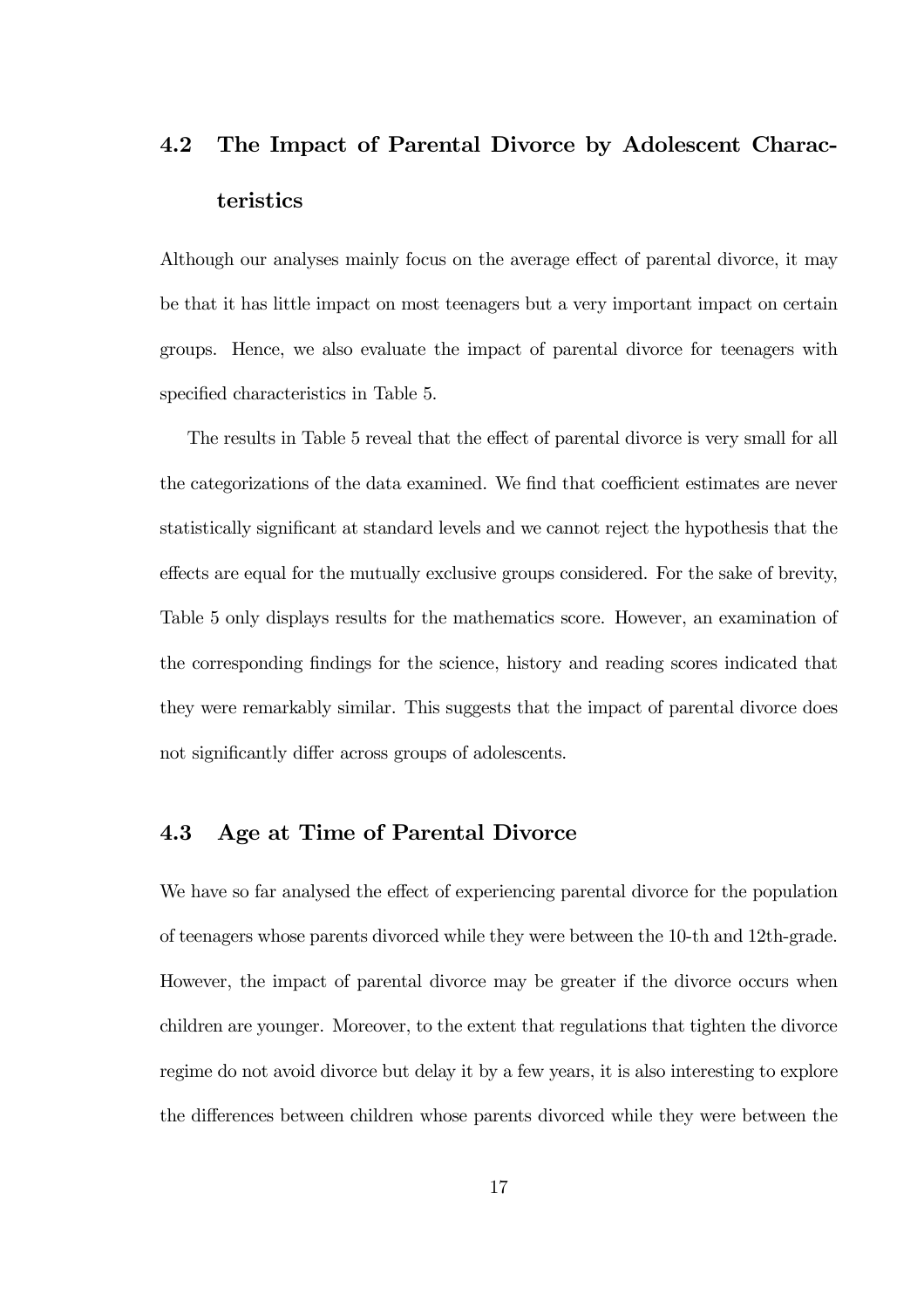## 4.2 The Impact of Parental Divorce by Adolescent Characteristics

Although our analyses mainly focus on the average effect of parental divorce, it may be that it has little impact on most teenagers but a very important impact on certain groups. Hence, we also evaluate the impact of parental divorce for teenagers with specified characteristics in Table 5.

The results in Table 5 reveal that the effect of parental divorce is very small for all the categorizations of the data examined. We find that coefficient estimates are never statistically significant at standard levels and we cannot reject the hypothesis that the effects are equal for the mutually exclusive groups considered. For the sake of brevity, Table 5 only displays results for the mathematics score. However, an examination of the corresponding findings for the science, history and reading scores indicated that they were remarkably similar. This suggests that the impact of parental divorce does not significantly differ across groups of adolescents.

## 4.3 Age at Time of Parental Divorce

We have so far analysed the effect of experiencing parental divorce for the population of teenagers whose parents divorced while they were between the 10-th and 12th-grade. However, the impact of parental divorce may be greater if the divorce occurs when children are younger. Moreover, to the extent that regulations that tighten the divorce regime do not avoid divorce but delay it by a few years, it is also interesting to explore the differences between children whose parents divorced while they were between the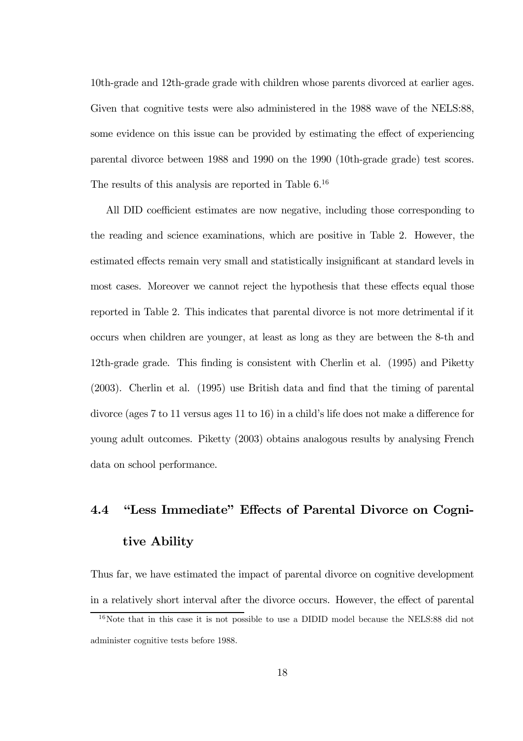10th-grade and 12th-grade grade with children whose parents divorced at earlier ages. Given that cognitive tests were also administered in the 1988 wave of the NELS:88, some evidence on this issue can be provided by estimating the effect of experiencing parental divorce between 1988 and 1990 on the 1990 (10th-grade grade) test scores. The results of this analysis are reported in Table 6.[16]

All DID coefficient estimates are now negative, including those corresponding to the reading and science examinations, which are positive in Table 2. However, the estimated effects remain very small and statistically insignificant at standard levels in most cases. Moreover we cannot reject the hypothesis that these effects equal those reported in Table 2. This indicates that parental divorce is not more detrimental if it occurs when children are younger, at least as long as they are between the 8-th and 12th-grade grade. This finding is consistent with Cherlin et al. (1995) and Piketty (2003). Cherlin et al. (1995) use British data and find that the timing of parental divorce (ages 7 to 11 versus ages 11 to 16) in a child's life does not make a difference for young adult outcomes. Piketty (2003) obtains analogous results by analysing French data on school performance.

## 4.4 "Less Immediate" Effects of Parental Divorce on Cognitive Ability

Thus far, we have estimated the impact of parental divorce on cognitive development in a relatively short interval after the divorce occurs. However, the effect of parental

[16] Note that in this case it is not possible to use a DIDID model because the NELS:88 did not administer cognitive tests before 1988.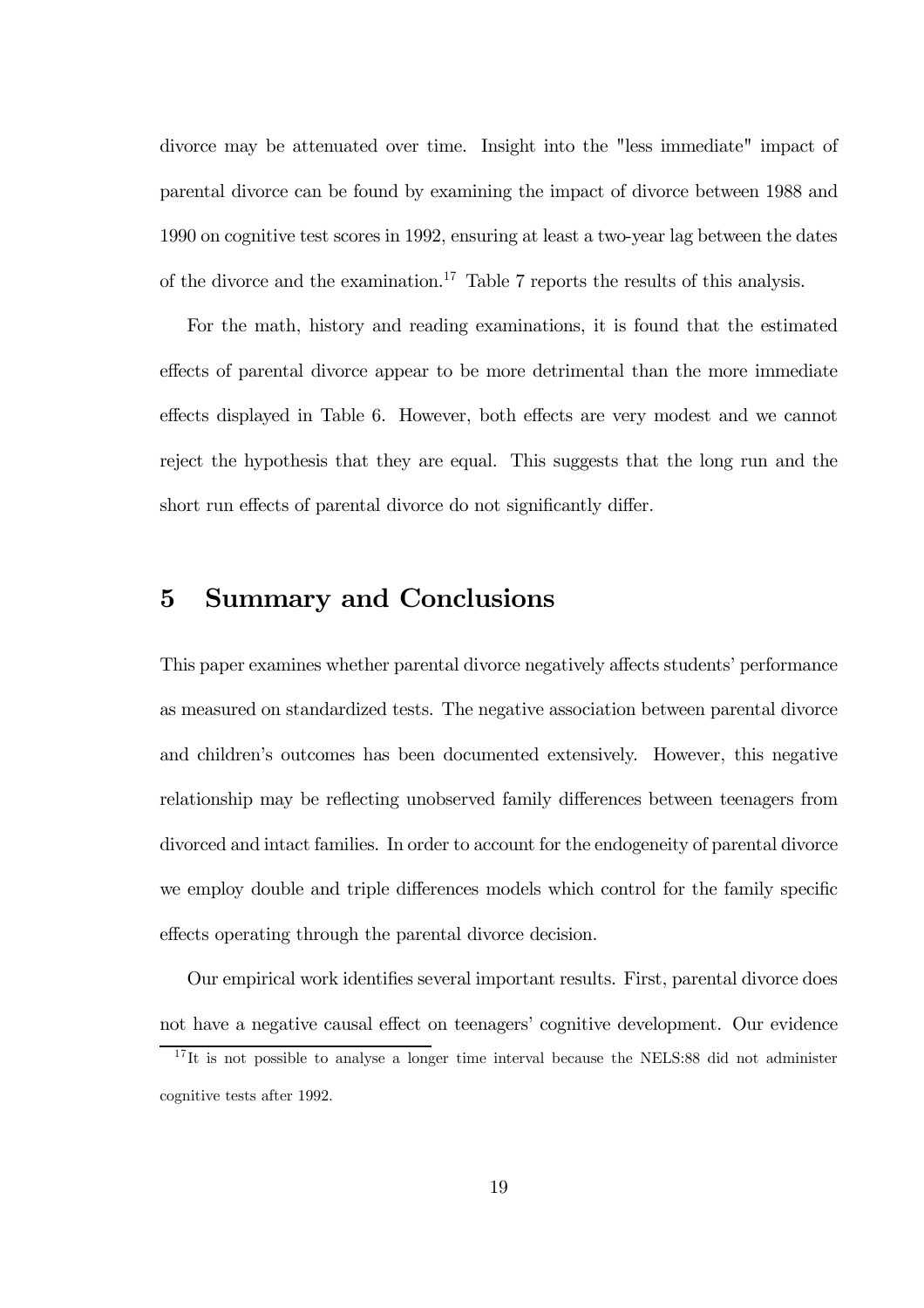divorce may be attenuated over time. Insight into the "less immediate" impact of parental divorce can be found by examining the impact of divorce between 1988 and 1990 on cognitive test scores in 1992, ensuring at least a two-year lag between the dates of the divorce and the examination.[17] Table 7 reports the results of this analysis.

For the math, history and reading examinations, it is found that the estimated effects of parental divorce appear to be more detrimental than the more immediate effects displayed in Table 6. However, both effects are very modest and we cannot reject the hypothesis that they are equal. This suggests that the long run and the short run effects of parental divorce do not significantly differ.

# 5 Summary and Conclusions

This paper examines whether parental divorce negatively affects students' performance as measured on standardized tests. The negative association between parental divorce and children's outcomes has been documented extensively. However, this negative relationship may be reflecting unobserved family differences between teenagers from divorced and intact families. In order to account for the endogeneity of parental divorce we employ double and triple differences models which control for the family specific effects operating through the parental divorce decision.

Our empirical work identifies several important results. First, parental divorce does not have a negative causal effect on teenagers' cognitive development. Our evidence

[17] It is not possible to analyse a longer time interval because the NELS:88 did not administer cognitive tests after 1992.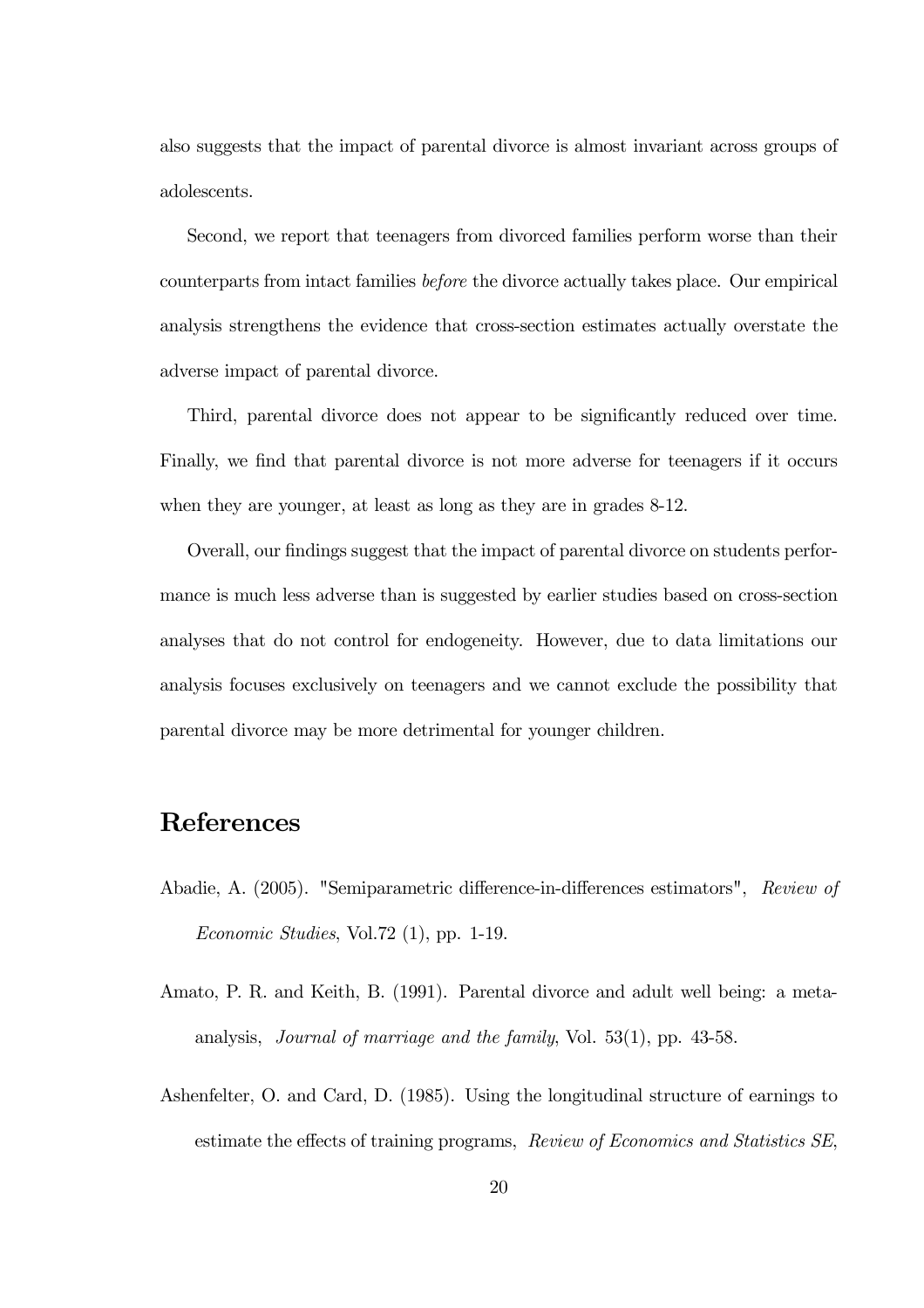also suggests that the impact of parental divorce is almost invariant across groups of adolescents.

Second, we report that teenagers from divorced families perform worse than their counterparts from intact families *before* the divorce actually takes place. Our empirical analysis strengthens the evidence that cross-section estimates actually overstate the adverse impact of parental divorce.

Third, parental divorce does not appear to be significantly reduced over time. Finally, we find that parental divorce is not more adverse for teenagers if it occurs when they are younger, at least as long as they are in grades 8-12.

Overall, our findings suggest that the impact of parental divorce on students performance is much less adverse than is suggested by earlier studies based on cross-section analyses that do not control for endogeneity. However, due to data limitations our analysis focuses exclusively on teenagers and we cannot exclude the possibility that parental divorce may be more detrimental for younger children.

# References

Abadie, A. (2005). "Semiparametric difference-in-differences estimators", *Review of Economic Studies*, Vol.72 (1), pp. 1-19.

Amato, P. R. and Keith, B. (1991). Parental divorce and adult well being: a meta-analysis, *Journal of marriage and the family*, Vol. 53(1), pp. 43-58.

Ashenfelter, O. and Card, D. (1985). Using the longitudinal structure of earnings to estimate the effects of training programs, *Review of Economics and Statistics SE*,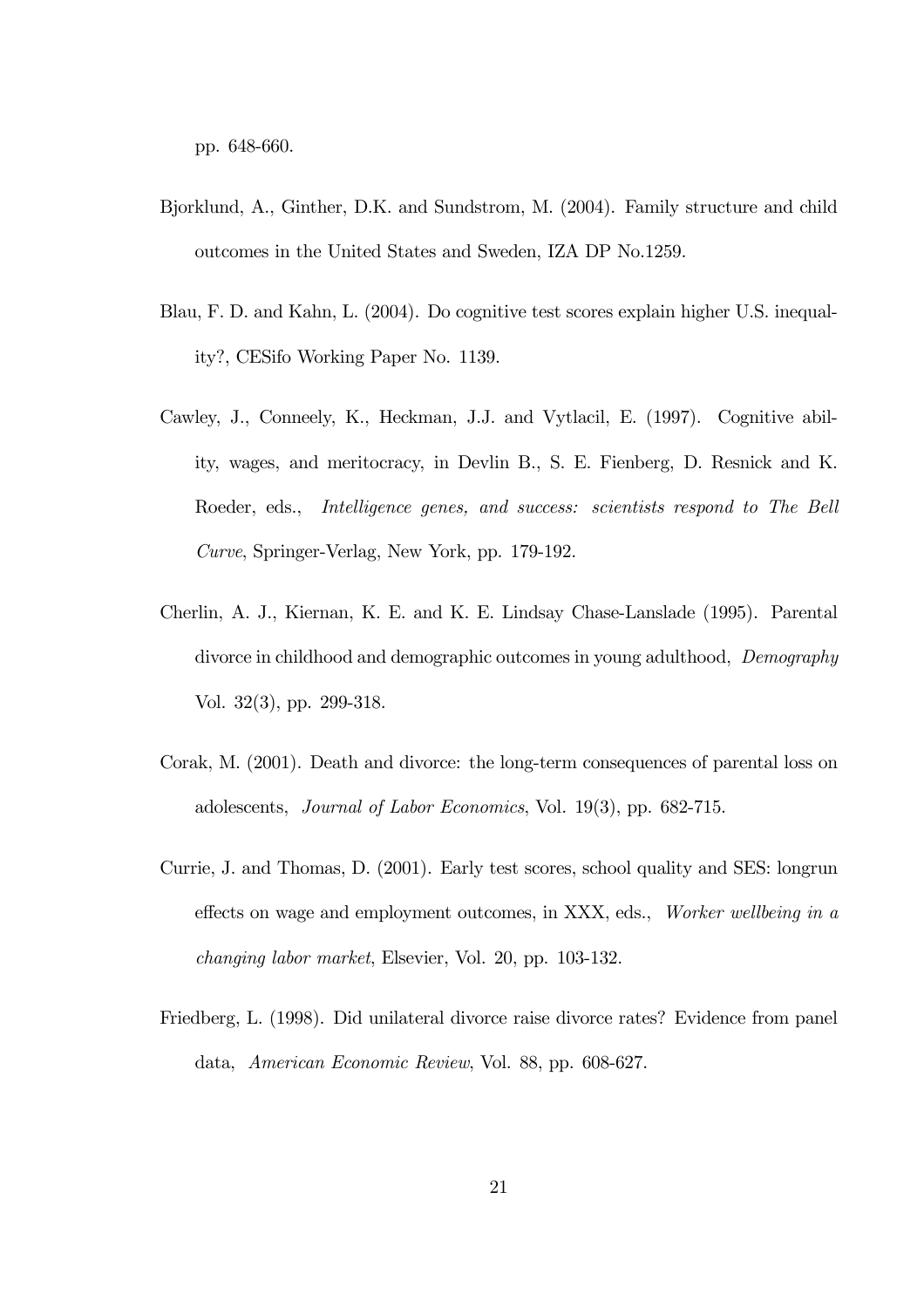pp. 648-660.

Bjorklund, A., Ginther, D.K. and Sundstrom, M. (2004). Family structure and child outcomes in the United States and Sweden, IZA DP No.1259.

Blau, F. D. and Kahn, L. (2004). Do cognitive test scores explain higher U.S. inequality?, CESifo Working Paper No. 1139.

Cawley, J., Conneely, K., Heckman, J.J. and Vytlacil, E. (1997). Cognitive ability, wages, and meritocracy, in Devlin B., S. E. Fienberg, D. Resnick and K. Roeder, eds., *Intelligence genes, and success: scientists respond to The Bell Curve*, Springer-Verlag, New York, pp. 179-192.

Cherlin, A. J., Kiernan, K. E. and K. E. Lindsay Chase-Lanslade (1995). Parental divorce in childhood and demographic outcomes in young adulthood, *Demography* Vol. 32(3), pp. 299-318.

Corak, M. (2001). Death and divorce: the long-term consequences of parental loss on adolescents, *Journal of Labor Economics*, Vol. 19(3), pp. 682-715.

Currie, J. and Thomas, D. (2001). Early test scores, school quality and SES: longrun effects on wage and employment outcomes, in XXX, eds., *Worker wellbeing in a changing labor market*, Elsevier, Vol. 20, pp. 103-132.

Friedberg, L. (1998). Did unilateral divorce raise divorce rates? Evidence from panel data, *American Economic Review*, Vol. 88, pp. 608-627.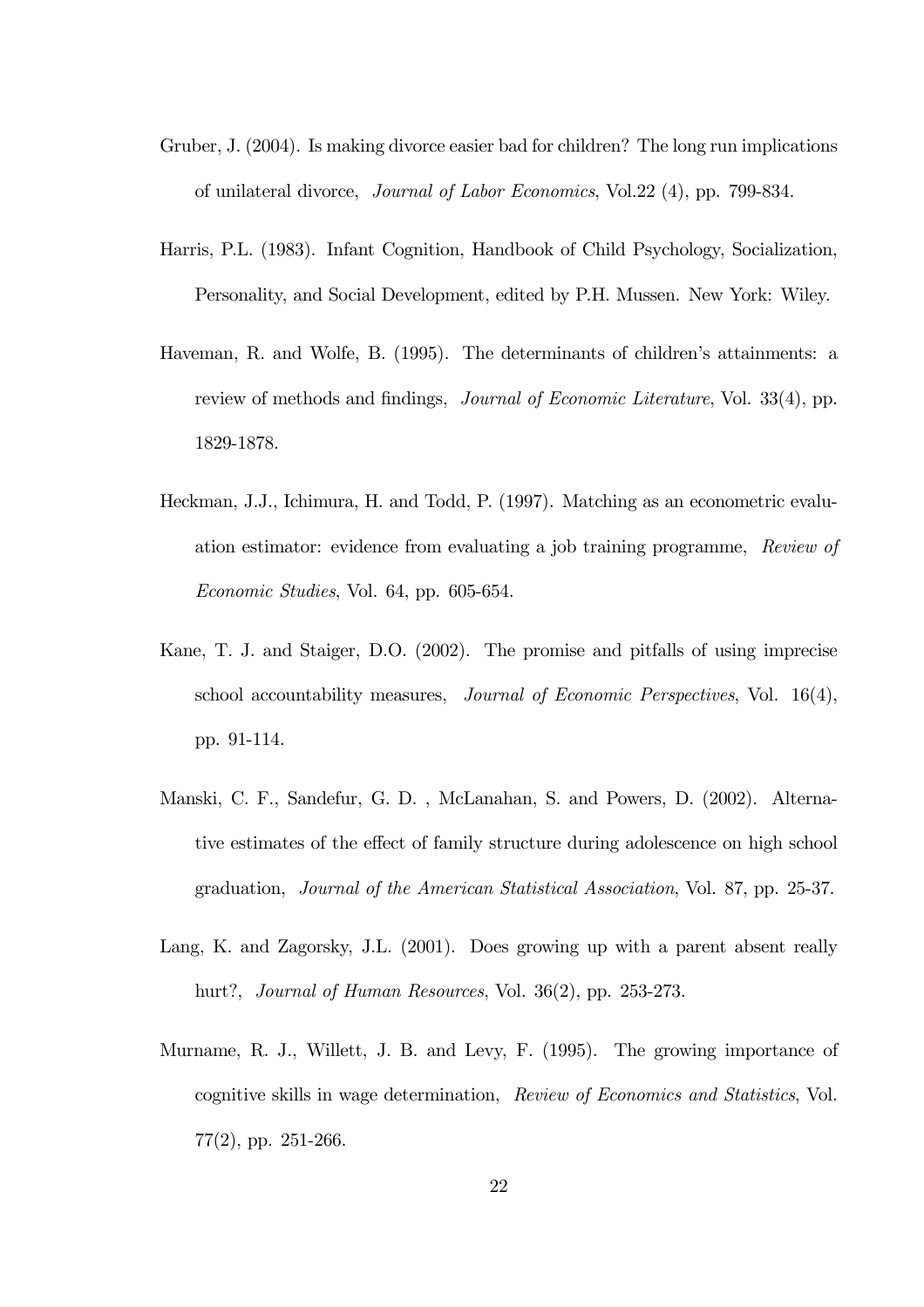Gruber, J. (2004). Is making divorce easier bad for children? The long run implications of unilateral divorce, *Journal of Labor Economics*, Vol.22 (4), pp. 799-834.

Harris, P.L. (1983). Infant Cognition, Handbook of Child Psychology, Socialization, Personality, and Social Development, edited by P.H. Mussen. New York: Wiley.

Haveman, R. and Wolfe, B. (1995). The determinants of children's attainments: a review of methods and findings, *Journal of Economic Literature*, Vol. 33(4), pp. 1829-1878.

Heckman, J.J., Ichimura, H. and Todd, P. (1997). Matching as an econometric evaluation estimator: evidence from evaluating a job training programme, *Review of Economic Studies*, Vol. 64, pp. 605-654.

Kane, T. J. and Staiger, D.O. (2002). The promise and pitfalls of using imprecise school accountability measures, *Journal of Economic Perspectives*, Vol. 16(4), pp. 91-114.

Manski, C. F., Sandefur, G. D. , McLanahan, S. and Powers, D. (2002). Alternative estimates of the effect of family structure during adolescence on high school graduation, *Journal of the American Statistical Association*, Vol. 87, pp. 25-37.

Lang, K. and Zagorsky, J.L. (2001). Does growing up with a parent absent really hurt?, *Journal of Human Resources*, Vol. 36(2), pp. 253-273.

Murname, R. J., Willett, J. B. and Levy, F. (1995). The growing importance of cognitive skills in wage determination, *Review of Economics and Statistics*, Vol. 77(2), pp. 251-266.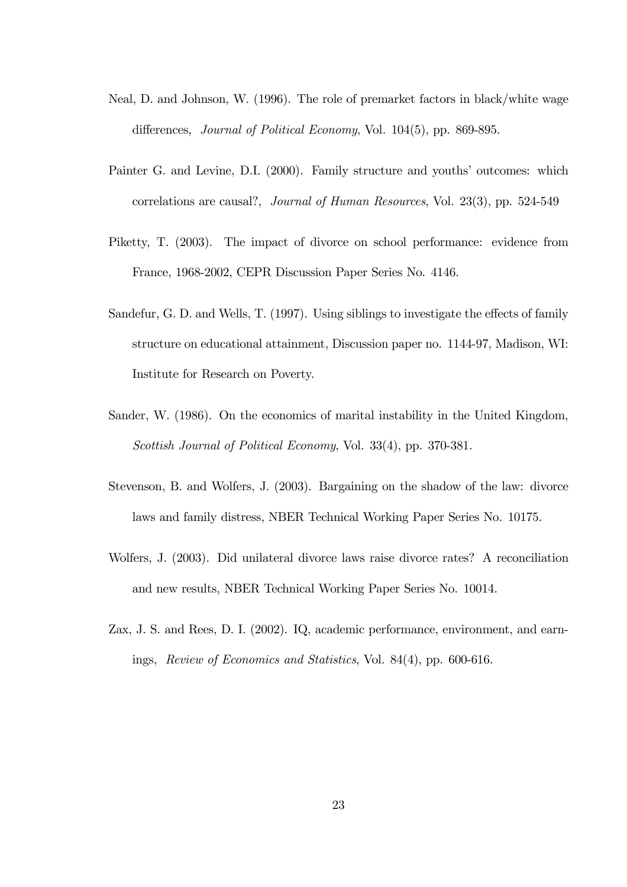Neal, D. and Johnson, W. (1996). The role of premarket factors in black/white wage differences, *Journal of Political Economy*, Vol. 104(5), pp. 869-895.

Painter G. and Levine, D.I. (2000). Family structure and youths' outcomes: which correlations are causal?, *Journal of Human Resources*, Vol. 23(3), pp. 524-549

Piketty, T. (2003). The impact of divorce on school performance: evidence from France, 1968-2002, CEPR Discussion Paper Series No. 4146.

Sandefur, G. D. and Wells, T. (1997). Using siblings to investigate the effects of family structure on educational attainment, Discussion paper no. 1144-97, Madison, WI: Institute for Research on Poverty.

Sander, W. (1986). On the economics of marital instability in the United Kingdom, *Scottish Journal of Political Economy*, Vol. 33(4), pp. 370-381.

Stevenson, B. and Wolfers, J. (2003). Bargaining on the shadow of the law: divorce laws and family distress, NBER Technical Working Paper Series No. 10175.

Wolfers, J. (2003). Did unilateral divorce laws raise divorce rates? A reconciliation and new results, NBER Technical Working Paper Series No. 10014.

Zax, J. S. and Rees, D. I. (2002). IQ, academic performance, environment, and earnings, *Review of Economics and Statistics*, Vol. 84(4), pp. 600-616.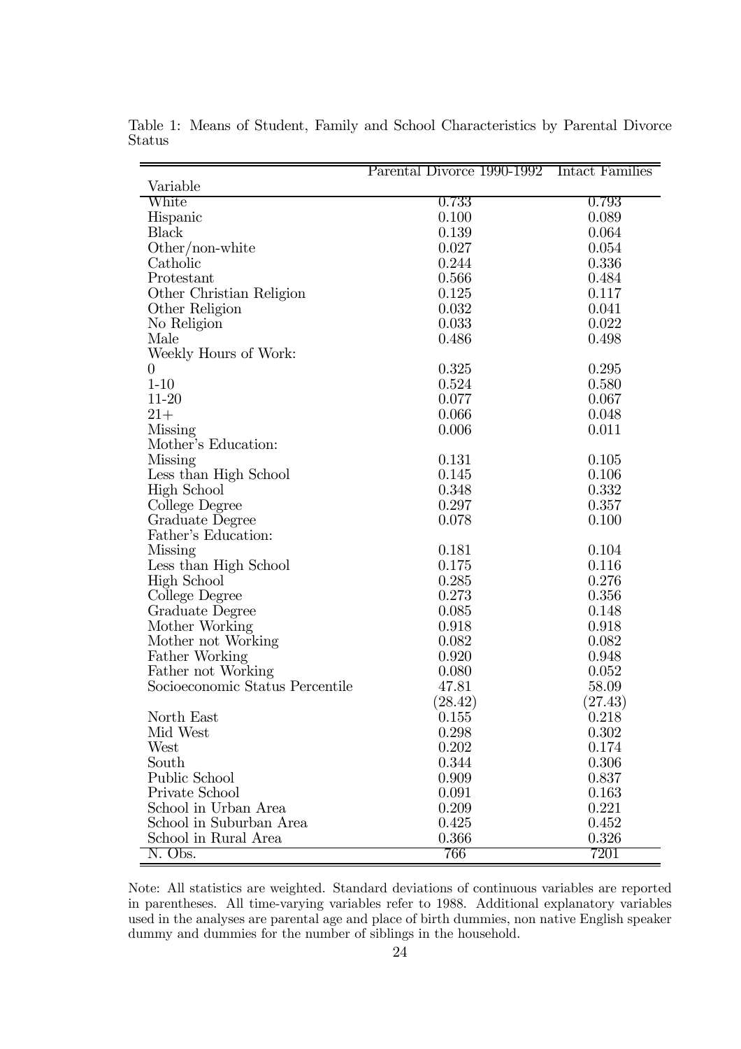Table 1: Means of Student, Family and School Characteristics by Parental Divorce Status

| Variable | Parental Divorce 1990-1992 | Intact Families |
|---|---|---|
| White | 0.733 | 0.793 |
| Hispanic | 0.100 | 0.089 |
| Black | 0.139 | 0.064 |
| Other/non-white | 0.027 | 0.054 |
| Catholic | 0.244 | 0.336 |
| Protestant | 0.566 | 0.484 |
| Other Christian Religion | 0.125 | 0.117 |
| Other Religion | 0.032 | 0.041 |
| No Religion | 0.033 | 0.022 |
| Male | 0.486 | 0.498 |
| Weekly Hours of Work: | | |
| 0 | 0.325 | 0.295 |
| 1-10 | 0.524 | 0.580 |
| 11-20 | 0.077 | 0.067 |
| 21+ | 0.066 | 0.048 |
| Missing | 0.006 | 0.011 |
| Mother's Education: | | |
| Missing | 0.131 | 0.105 |
| Less than High School | 0.145 | 0.106 |
| High School | 0.348 | 0.332 |
| College Degree | 0.297 | 0.357 |
| Graduate Degree | 0.078 | 0.100 |
| Father's Education: | | |
| Missing | 0.181 | 0.104 |
| Less than High School | 0.175 | 0.116 |
| High School | 0.285 | 0.276 |
| College Degree | 0.273 | 0.356 |
| Graduate Degree | 0.085 | 0.148 |
| Mother Working | 0.918 | 0.918 |
| Mother not Working | 0.082 | 0.082 |
| Father Working | 0.920 | 0.948 |
| Father not Working | 0.080 | 0.052 |
| Socioeconomic Status Percentile | 47.81 | 58.09 |
| | (28.42) | (27.43) |
| North East | 0.155 | 0.218 |
| Mid West | 0.298 | 0.302 |
| West | 0.202 | 0.174 |
| South | 0.344 | 0.306 |
| Public School | 0.909 | 0.837 |
| Private School | 0.091 | 0.163 |
| School in Urban Area | 0.209 | 0.221 |
| School in Suburban Area | 0.425 | 0.452 |
| School in Rural Area | 0.366 | 0.326 |
| N. Obs. | 766 | 7201 |

Note: All statistics are weighted. Standard deviations of continuous variables are reported in parentheses. All time-varying variables refer to 1988. Additional explanatory variables used in the analyses are parental age and place of birth dummies, non native English speaker dummy and dummies for the number of siblings in the household.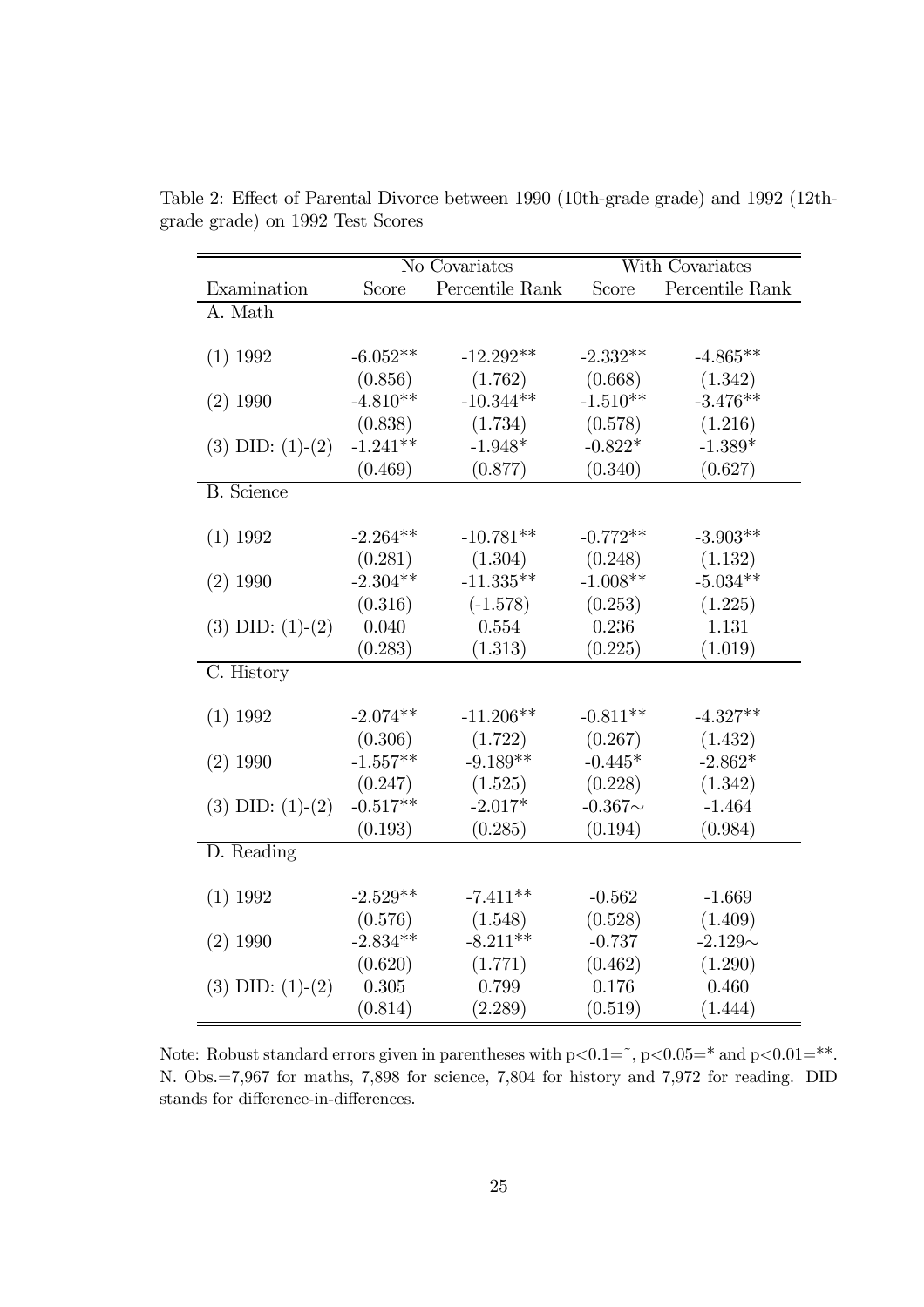Table 2: Effect of Parental Divorce between 1990 (10th-grade grade) and 1992 (12th-grade grade) on 1992 Test Scores

| | No Covariates | | With Covariates | |
|---|---|---|---|---|
| Examination | Score | Percentile Rank | Score | Percentile Rank |
| A. Math | | | | |
| (1) 1992 | -6.052** | -12.292** | -2.332** | -4.865** |
| | (0.856) | (1.762) | (0.668) | (1.342) |
| (2) 1990 | -4.810** | -10.344** | -1.510** | -3.476** |
| | (0.838) | (1.734) | (0.578) | (1.216) |
| (3) DID: (1)-(2) | -1.241** | -1.948* | -0.822* | -1.389* |
| | (0.469) | (0.877) | (0.340) | (0.627) |
| B. Science | | | | |
| (1) 1992 | -2.264** | -10.781** | -0.772** | -3.903** |
| | (0.281) | (1.304) | (0.248) | (1.132) |
| (2) 1990 | -2.304** | -11.335** | -1.008** | -5.034** |
| | (0.316) | (-1.578) | (0.253) | (1.225) |
| (3) DID: (1)-(2) | 0.040 | 0.554 | 0.236 | 1.131 |
| | (0.283) | (1.313) | (0.225) | (1.019) |
| C. History | | | | |
| (1) 1992 | -2.074** | -11.206** | -0.811** | -4.327** |
| | (0.306) | (1.722) | (0.267) | (1.432) |
| (2) 1990 | -1.557** | -9.189** | -0.445* | -2.862* |
| | (0.247) | (1.525) | (0.228) | (1.342) |
| (3) DID: (1)-(2) | -0.517** | -2.017* | -0.367~ | -1.464 |
| | (0.193) | (0.285) | (0.194) | (0.984) |
| D. Reading | | | | |
| (1) 1992 | -2.529** | -7.411** | -0.562 | -1.669 |
| | (0.576) | (1.548) | (0.528) | (1.409) |
| (2) 1990 | -2.834** | -8.211** | -0.737 | -2.129~ |
| | (0.620) | (1.771) | (0.462) | (1.290) |
| (3) DID: (1)-(2) | 0.305 | 0.799 | 0.176 | 0.460 |
| | (0.814) | (2.289) | (0.519) | (1.444) |

Note: Robust standard errors given in parentheses with $p<0.1$=~, $p<0.05$=* and $p<0.01$=**. N. Obs.=7,967 for maths, 7,898 for science, 7,804 for history and 7,972 for reading. DID stands for difference-in-differences.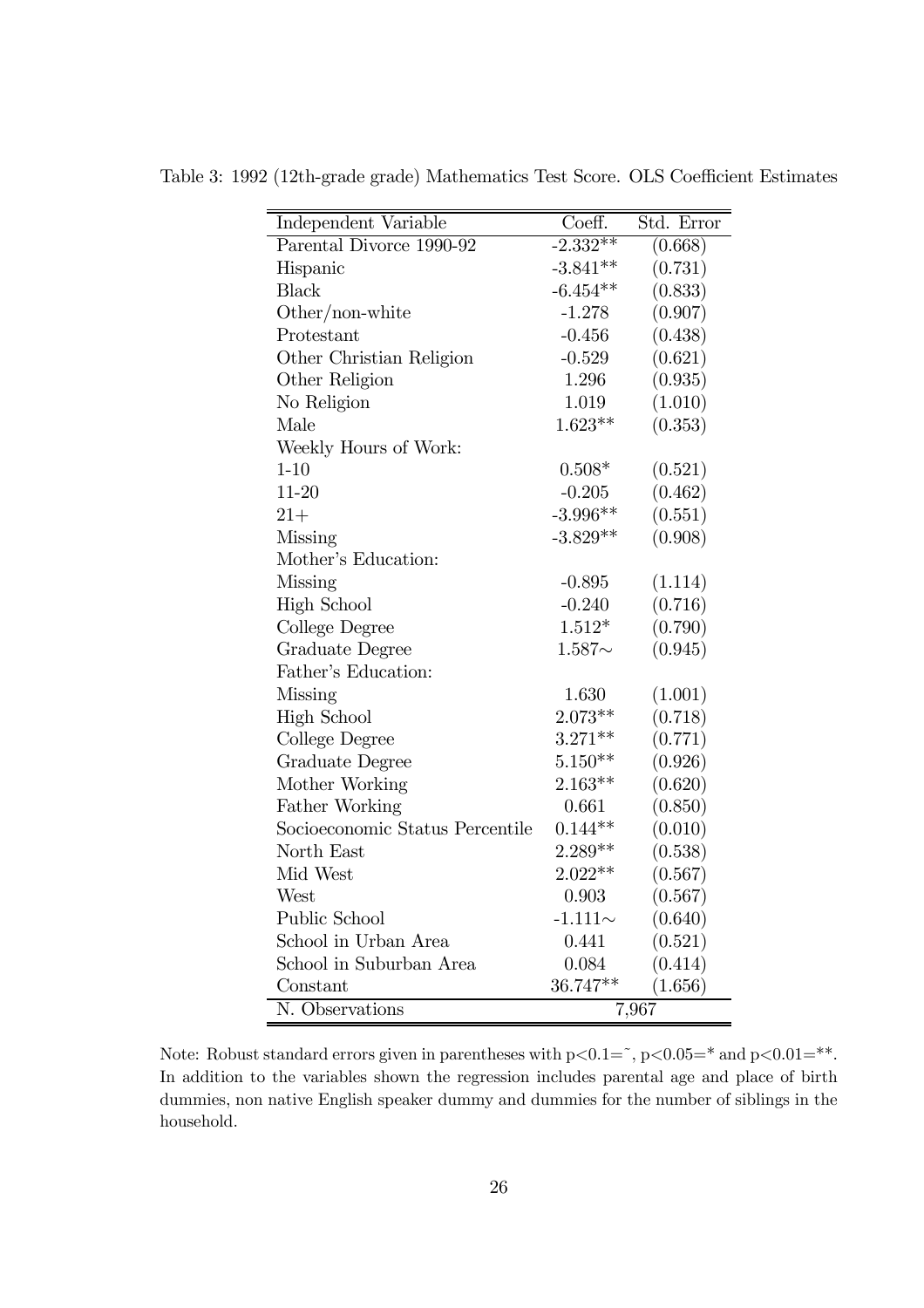Table 3: 1992 (12th-grade grade) Mathematics Test Score. OLS Coefficient Estimates

| Independent Variable | Coeff. | Std. Error |
|---|---|---|
| Parental Divorce 1990-92 | -2.332** | (0.668) |
| Hispanic | -3.841** | (0.731) |
| Black | -6.454** | (0.833) |
| Other/non-white | -1.278 | (0.907) |
| Protestant | -0.456 | (0.438) |
| Other Christian Religion | -0.529 | (0.621) |
| Other Religion | 1.296 | (0.935) |
| No Religion | 1.019 | (1.010) |
| Male | 1.623** | (0.353) |
| Weekly Hours of Work: | | |
| 1-10 | 0.508* | (0.521) |
| 11-20 | -0.205 | (0.462) |
| 21+ | -3.996** | (0.551) |
| Missing | -3.829** | (0.908) |
| Mother's Education: | | |
| Missing | -0.895 | (1.114) |
| High School | -0.240 | (0.716) |
| College Degree | 1.512* | (0.790) |
| Graduate Degree | 1.587∼ | (0.945) |
| Father's Education: | | |
| Missing | 1.630 | (1.001) |
| High School | 2.073** | (0.718) |
| College Degree | 3.271** | (0.771) |
| Graduate Degree | 5.150** | (0.926) |
| Mother Working | 2.163** | (0.620) |
| Father Working | 0.661 | (0.850) |
| Socioeconomic Status Percentile | 0.144** | (0.010) |
| North East | 2.289** | (0.538) |
| Mid West | 2.022** | (0.567) |
| West | 0.903 | (0.567) |
| Public School | -1.111∼ | (0.640) |
| School in Urban Area | 0.441 | (0.521) |
| School in Suburban Area | 0.084 | (0.414) |
| Constant | 36.747** | (1.656) |
| N. Observations | 7,967 | |

Note: Robust standard errors given in parentheses with $p<0.1=$˜, $p<0.05=$* and $p<0.01=$**. In addition to the variables shown the regression includes parental age and place of birth dummies, non native English speaker dummy and dummies for the number of siblings in the household.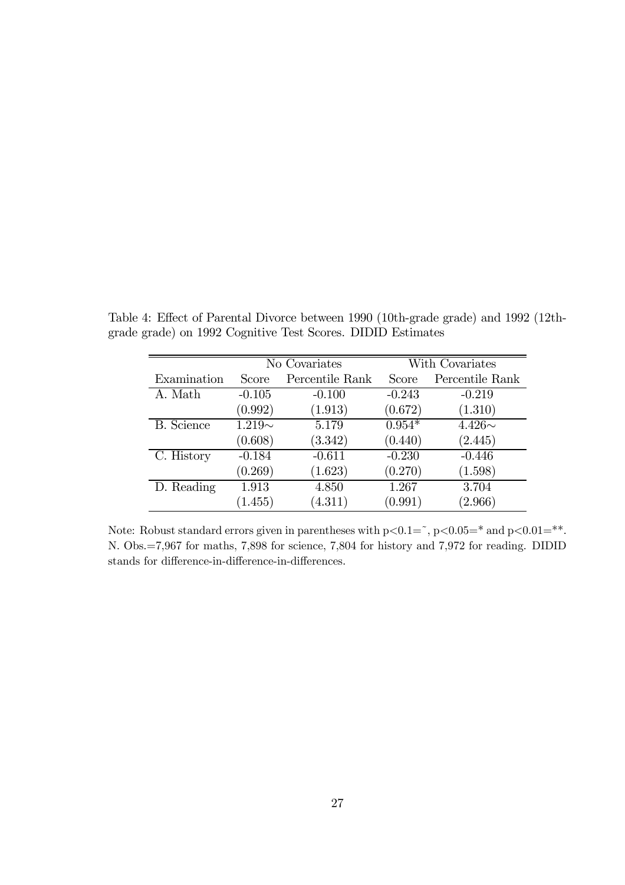Table 4: Effect of Parental Divorce between 1990 (10th-grade grade) and 1992 (12th-grade grade) on 1992 Cognitive Test Scores. DIDID Estimates

| | No Covariates | | With Covariates | |
|---|---|---|---|---|
| Examination | Score | Percentile Rank | Score | Percentile Rank |
| A. Math | -0.105 | -0.100 | -0.243 | -0.219 |
| | (0.992) | (1.913) | (0.672) | (1.310) |
| B. Science | 1.219~ | 5.179 | 0.954* | 4.426~ |
| | (0.608) | (3.342) | (0.440) | (2.445) |
| C. History | -0.184 | -0.611 | -0.230 | -0.446 |
| | (0.269) | (1.623) | (0.270) | (1.598) |
| D. Reading | 1.913 | 4.850 | 1.267 | 3.704 |
| | (1.455) | (4.311) | (0.991) | (2.966) |

Note: Robust standard errors given in parentheses with p<0.1=~, p<0.05=* and p<0.01=**. N. Obs.=7,967 for maths, 7,898 for science, 7,804 for history and 7,972 for reading. DIDID stands for difference-in-difference-in-differences.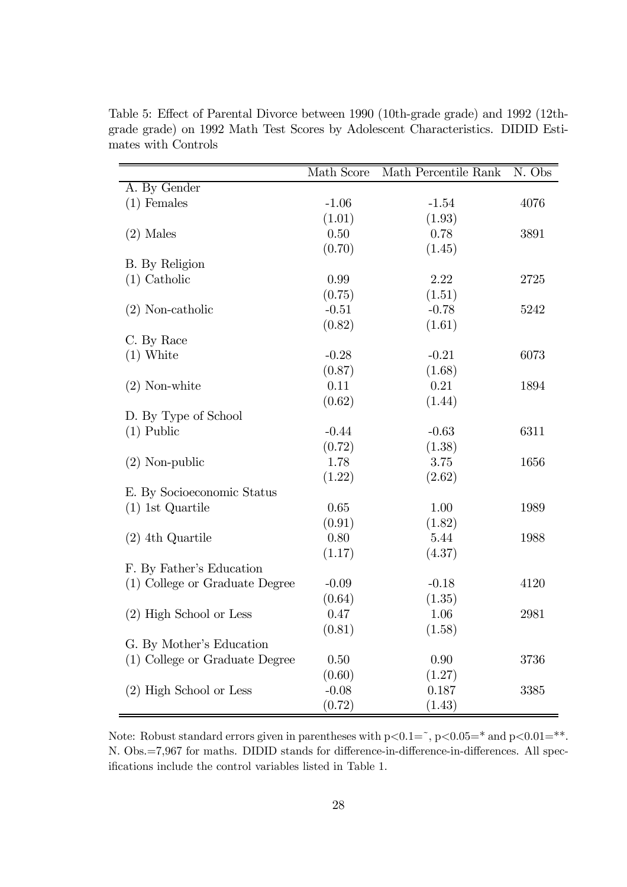Table 5: Effect of Parental Divorce between 1990 (10th-grade grade) and 1992 (12th-grade grade) on 1992 Math Test Scores by Adolescent Characteristics. DIDID Estimates with Controls

| | Math Score | Math Percentile Rank | N. Obs |
|---|---|---|---|
| A. By Gender | | | |
| (1) Females | -1.06 | -1.54 | 4076 |
| | (1.01) | (1.93) | |
| (2) Males | 0.50 | 0.78 | 3891 |
| | (0.70) | (1.45) | |
| B. By Religion | | | |
| (1) Catholic | 0.99 | 2.22 | 2725 |
| | (0.75) | (1.51) | |
| (2) Non-catholic | -0.51 | -0.78 | 5242 |
| | (0.82) | (1.61) | |
| C. By Race | | | |
| (1) White | -0.28 | -0.21 | 6073 |
| | (0.87) | (1.68) | |
| (2) Non-white | 0.11 | 0.21 | 1894 |
| | (0.62) | (1.44) | |
| D. By Type of School | | | |
| (1) Public | -0.44 | -0.63 | 6311 |
| | (0.72) | (1.38) | |
| (2) Non-public | 1.78 | 3.75 | 1656 |
| | (1.22) | (2.62) | |
| E. By Socioeconomic Status | | | |
| (1) 1st Quartile | 0.65 | 1.00 | 1989 |
| | (0.91) | (1.82) | |
| (2) 4th Quartile | 0.80 | 5.44 | 1988 |
| | (1.17) | (4.37) | |
| F. By Father's Education | | | |
| (1) College or Graduate Degree | -0.09 | -0.18 | 4120 |
| | (0.64) | (1.35) | |
| (2) High School or Less | 0.47 | 1.06 | 2981 |
| | (0.81) | (1.58) | |
| G. By Mother's Education | | | |
| (1) College or Graduate Degree | 0.50 | 0.90 | 3736 |
| | (0.60) | (1.27) | |
| (2) High School or Less | -0.08 | 0.187 | 3385 |
| | (0.72) | (1.43) | |

Note: Robust standard errors given in parentheses with $p<0.1=\tilde{}$, $p<0.05=*$ and $p<0.01=**$. N. Obs.=7,967 for maths. DIDID stands for difference-in-difference-in-differences. All specifications include the control variables listed in Table 1.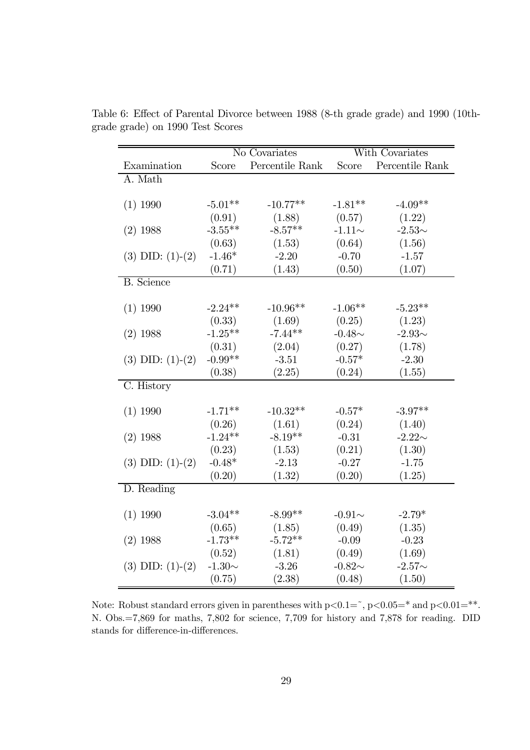Table 6: Effect of Parental Divorce between 1988 (8-th grade grade) and 1990 (10th-grade grade) on 1990 Test Scores

| | No Covariates | | With Covariates | |
|---|---|---|---|---|
| Examination | Score | Percentile Rank | Score | Percentile Rank |
| A. Math | | | | |
| (1) 1990 | -5.01** | -10.77** | -1.81** | -4.09** |
| | (0.91) | (1.88) | (0.57) | (1.22) |
| (2) 1988 | -3.55** | -8.57** | -1.11∼ | -2.53∼ |
| | (0.63) | (1.53) | (0.64) | (1.56) |
| (3) DID: (1)-(2) | -1.46* | -2.20 | -0.70 | -1.57 |
| | (0.71) | (1.43) | (0.50) | (1.07) |
| B. Science | | | | |
| (1) 1990 | -2.24** | -10.96** | -1.06** | -5.23** |
| | (0.33) | (1.69) | (0.25) | (1.23) |
| (2) 1988 | -1.25** | -7.44** | -0.48∼ | -2.93∼ |
| | (0.31) | (2.04) | (0.27) | (1.78) |
| (3) DID: (1)-(2) | -0.99** | -3.51 | -0.57* | -2.30 |
| | (0.38) | (2.25) | (0.24) | (1.55) |
| C. History | | | | |
| (1) 1990 | -1.71** | -10.32** | -0.57* | -3.97** |
| | (0.26) | (1.61) | (0.24) | (1.40) |
| (2) 1988 | -1.24** | -8.19** | -0.31 | -2.22∼ |
| | (0.23) | (1.53) | (0.21) | (1.30) |
| (3) DID: (1)-(2) | -0.48* | -2.13 | -0.27 | -1.75 |
| | (0.20) | (1.32) | (0.20) | (1.25) |
| D. Reading | | | | |
| (1) 1990 | -3.04** | -8.99** | -0.91∼ | -2.79* |
| | (0.65) | (1.85) | (0.49) | (1.35) |
| (2) 1988 | -1.73** | -5.72** | -0.09 | -0.23 |
| | (0.52) | (1.81) | (0.49) | (1.69) |
| (3) DID: (1)-(2) | -1.30∼ | -3.26 | -0.82∼ | -2.57∼ |
| | (0.75) | (2.38) | (0.48) | (1.50) |

Note: Robust standard errors given in parentheses with $p<0.1=$˜, $p<0.05=$* and $p<0.01=$**. N. Obs.=7,869 for maths, 7,802 for science, 7,709 for history and 7,878 for reading. DID stands for difference-in-differences.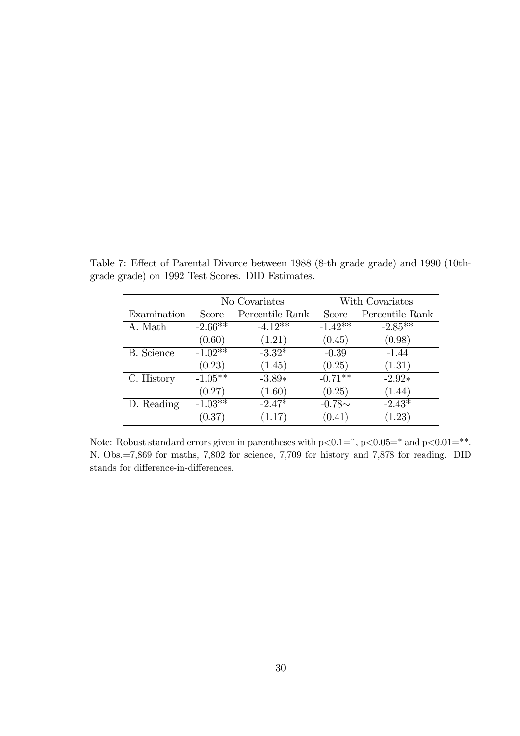Table 7: Effect of Parental Divorce between 1988 (8-th grade grade) and 1990 (10th-grade grade) on 1992 Test Scores. DID Estimates.

| | No Covariates | | With Covariates | |
|---|---|---|---|---|
| Examination | Score | Percentile Rank | Score | Percentile Rank |
| A. Math | -2.66** | -4.12** | -1.42** | -2.85** |
| | (0.60) | (1.21) | (0.45) | (0.98) |
| B. Science | -1.02** | -3.32* | -0.39 | -1.44 |
| | (0.23) | (1.45) | (0.25) | (1.31) |
| C. History | -1.05** | -3.89* | -0.71** | -2.92* |
| | (0.27) | (1.60) | (0.25) | (1.44) |
| D. Reading | -1.03** | -2.47* | -0.78~ | -2.43* |
| | (0.37) | (1.17) | (0.41) | (1.23) |

Note: Robust standard errors given in parentheses with p<0.1=~, p<0.05=* and p<0.01=**. N. Obs.=7,869 for maths, 7,802 for science, 7,709 for history and 7,878 for reading. DID stands for difference-in-differences.